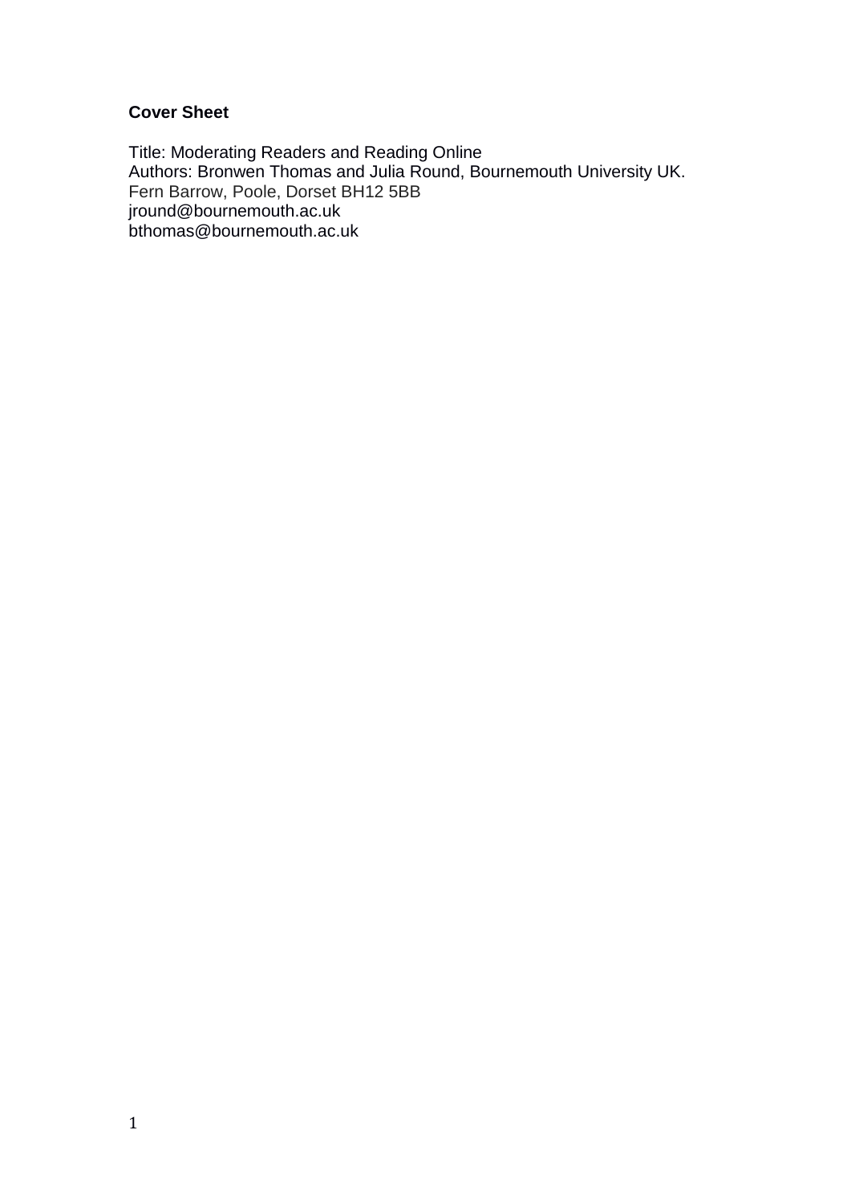**Cover Sheet**

Title: Moderating Readers and Reading Online
Authors: Bronwen Thomas and Julia Round, Bournemouth University UK.
Fern Barrow, Poole, Dorset BH12 5BB
jround@bournemouth.ac.uk
bthomas@bournemouth.ac.uk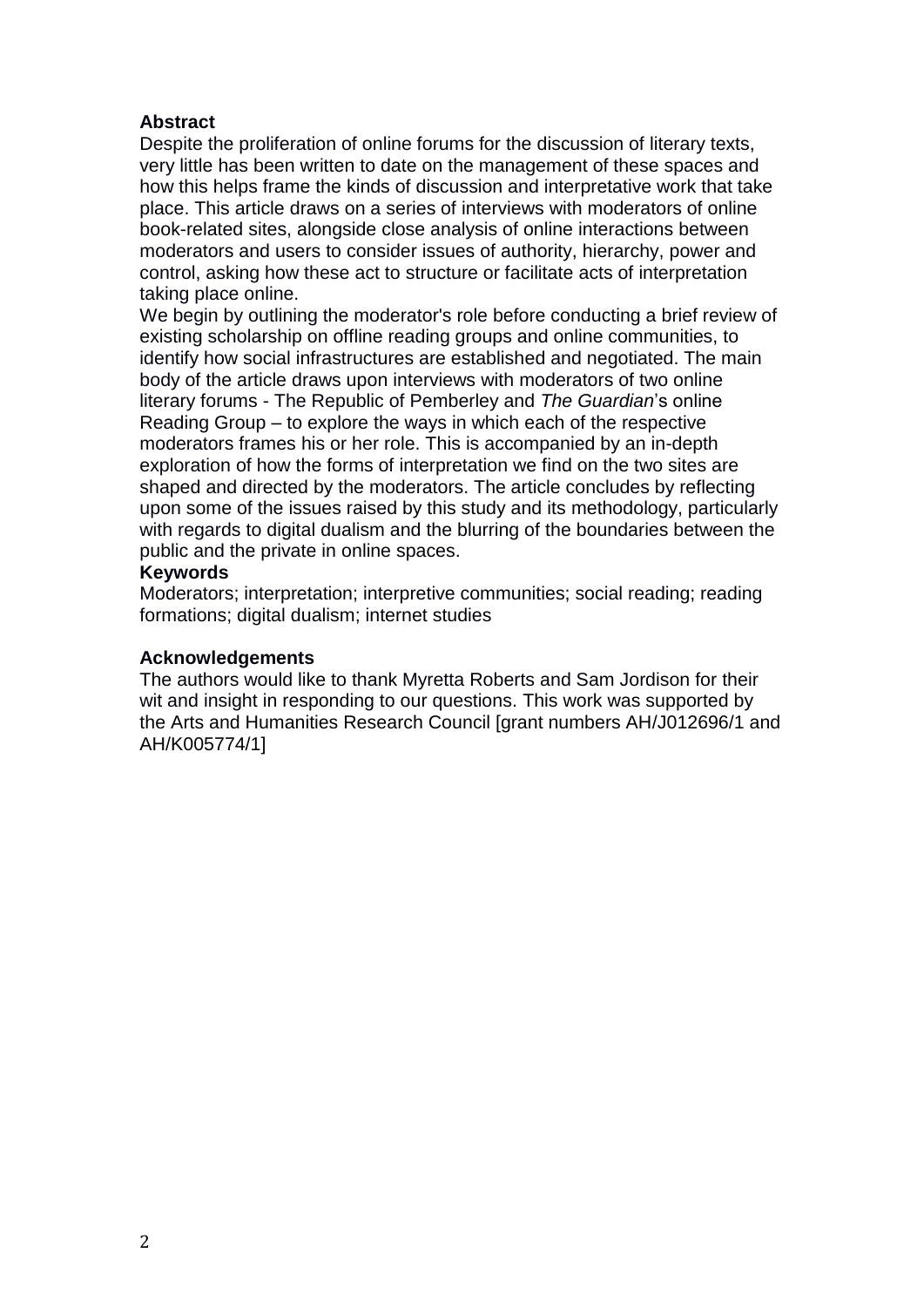**Abstract**

Despite the proliferation of online forums for the discussion of literary texts, very little has been written to date on the management of these spaces and how this helps frame the kinds of discussion and interpretative work that take place. This article draws on a series of interviews with moderators of online book-related sites, alongside close analysis of online interactions between moderators and users to consider issues of authority, hierarchy, power and control, asking how these act to structure or facilitate acts of interpretation taking place online.

We begin by outlining the moderator's role before conducting a brief review of existing scholarship on offline reading groups and online communities, to identify how social infrastructures are established and negotiated. The main body of the article draws upon interviews with moderators of two online literary forums - The Republic of Pemberley and *The Guardian*'s online Reading Group – to explore the ways in which each of the respective moderators frames his or her role. This is accompanied by an in-depth exploration of how the forms of interpretation we find on the two sites are shaped and directed by the moderators. The article concludes by reflecting upon some of the issues raised by this study and its methodology, particularly with regards to digital dualism and the blurring of the boundaries between the public and the private in online spaces.

**Keywords**

Moderators; interpretation; interpretive communities; social reading; reading formations; digital dualism; internet studies

**Acknowledgements**

The authors would like to thank Myretta Roberts and Sam Jordison for their wit and insight in responding to our questions. This work was supported by the Arts and Humanities Research Council [grant numbers AH/J012696/1 and AH/K005774/1]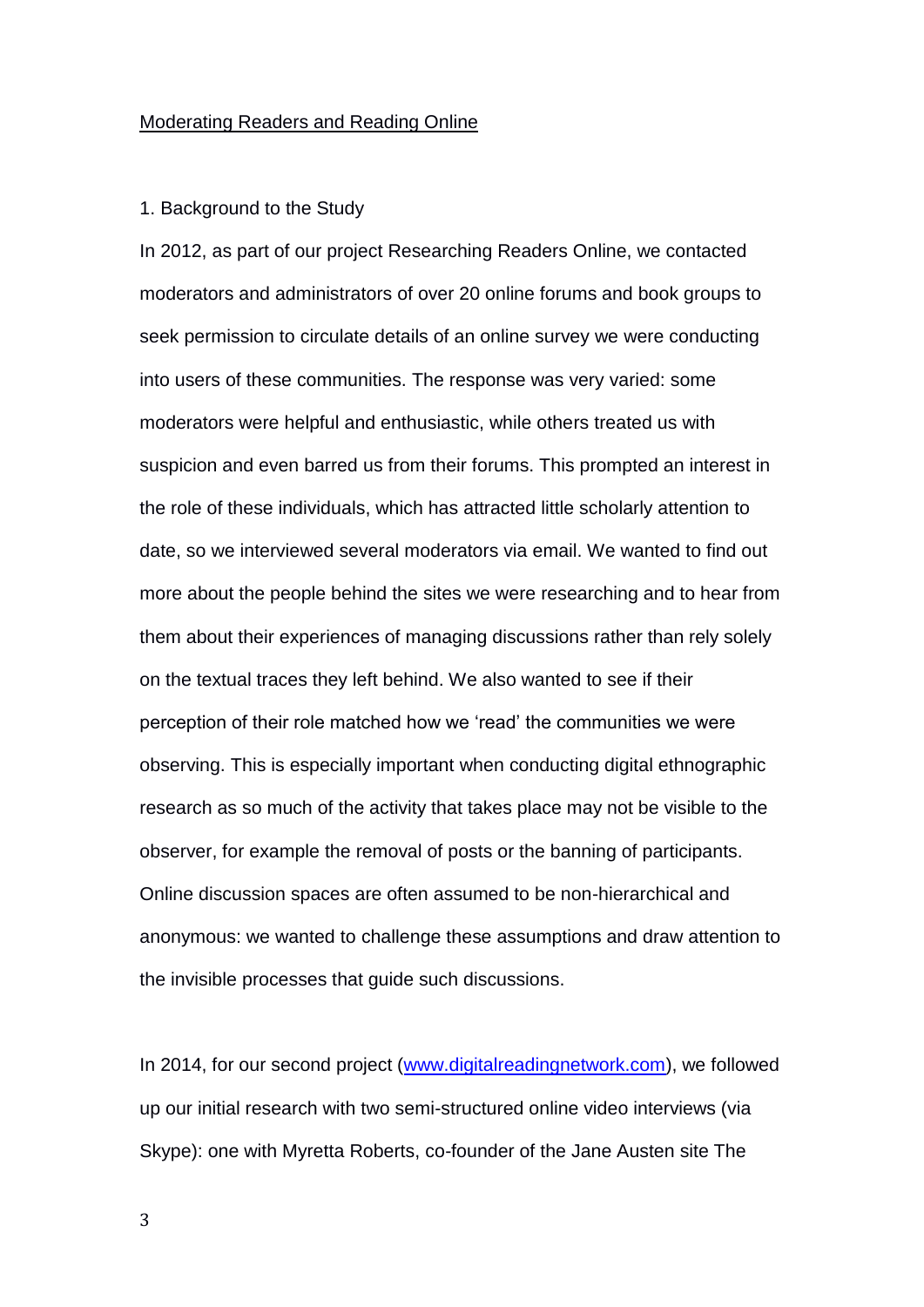Moderating Readers and Reading Online

## 1. Background to the Study

In 2012, as part of our project Researching Readers Online, we contacted moderators and administrators of over 20 online forums and book groups to seek permission to circulate details of an online survey we were conducting into users of these communities. The response was very varied: some moderators were helpful and enthusiastic, while others treated us with suspicion and even barred us from their forums. This prompted an interest in the role of these individuals, which has attracted little scholarly attention to date, so we interviewed several moderators via email. We wanted to find out more about the people behind the sites we were researching and to hear from them about their experiences of managing discussions rather than rely solely on the textual traces they left behind. We also wanted to see if their perception of their role matched how we 'read' the communities we were observing. This is especially important when conducting digital ethnographic research as so much of the activity that takes place may not be visible to the observer, for example the removal of posts or the banning of participants. Online discussion spaces are often assumed to be non-hierarchical and anonymous: we wanted to challenge these assumptions and draw attention to the invisible processes that guide such discussions.

In 2014, for our second project ([www.digitalreadingnetwork.com](www.digitalreadingnetwork.com)), we followed up our initial research with two semi-structured online video interviews (via Skype): one with Myretta Roberts, co-founder of the Jane Austen site The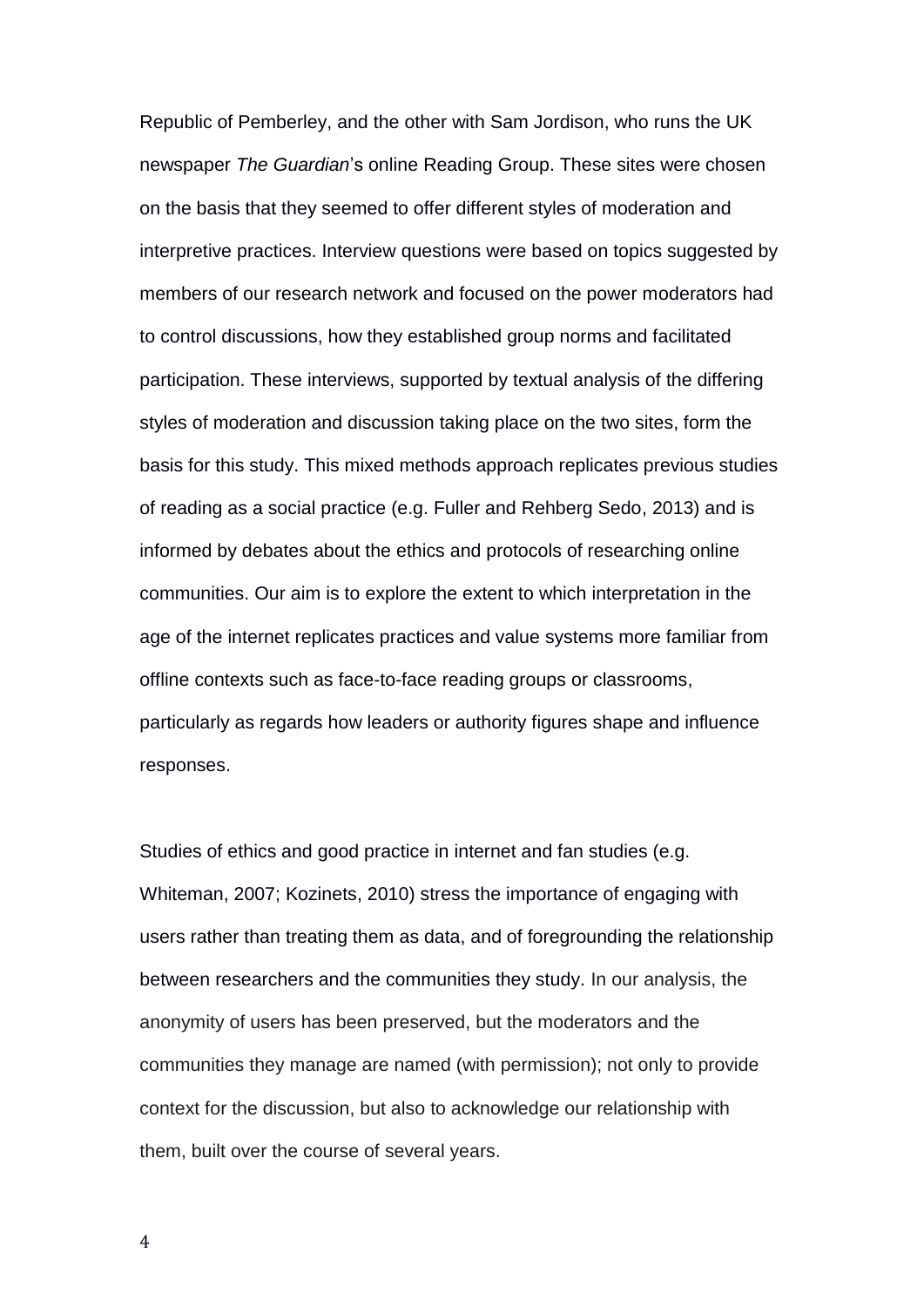Republic of Pemberley, and the other with Sam Jordison, who runs the UK newspaper *The Guardian*'s online Reading Group. These sites were chosen on the basis that they seemed to offer different styles of moderation and interpretive practices. Interview questions were based on topics suggested by members of our research network and focused on the power moderators had to control discussions, how they established group norms and facilitated participation. These interviews, supported by textual analysis of the differing styles of moderation and discussion taking place on the two sites, form the basis for this study. This mixed methods approach replicates previous studies of reading as a social practice (e.g. Fuller and Rehberg Sedo, 2013) and is informed by debates about the ethics and protocols of researching online communities. Our aim is to explore the extent to which interpretation in the age of the internet replicates practices and value systems more familiar from offline contexts such as face-to-face reading groups or classrooms, particularly as regards how leaders or authority figures shape and influence responses.

Studies of ethics and good practice in internet and fan studies (e.g. Whiteman, 2007; Kozinets, 2010) stress the importance of engaging with users rather than treating them as data, and of foregrounding the relationship between researchers and the communities they study. In our analysis, the anonymity of users has been preserved, but the moderators and the communities they manage are named (with permission); not only to provide context for the discussion, but also to acknowledge our relationship with them, built over the course of several years.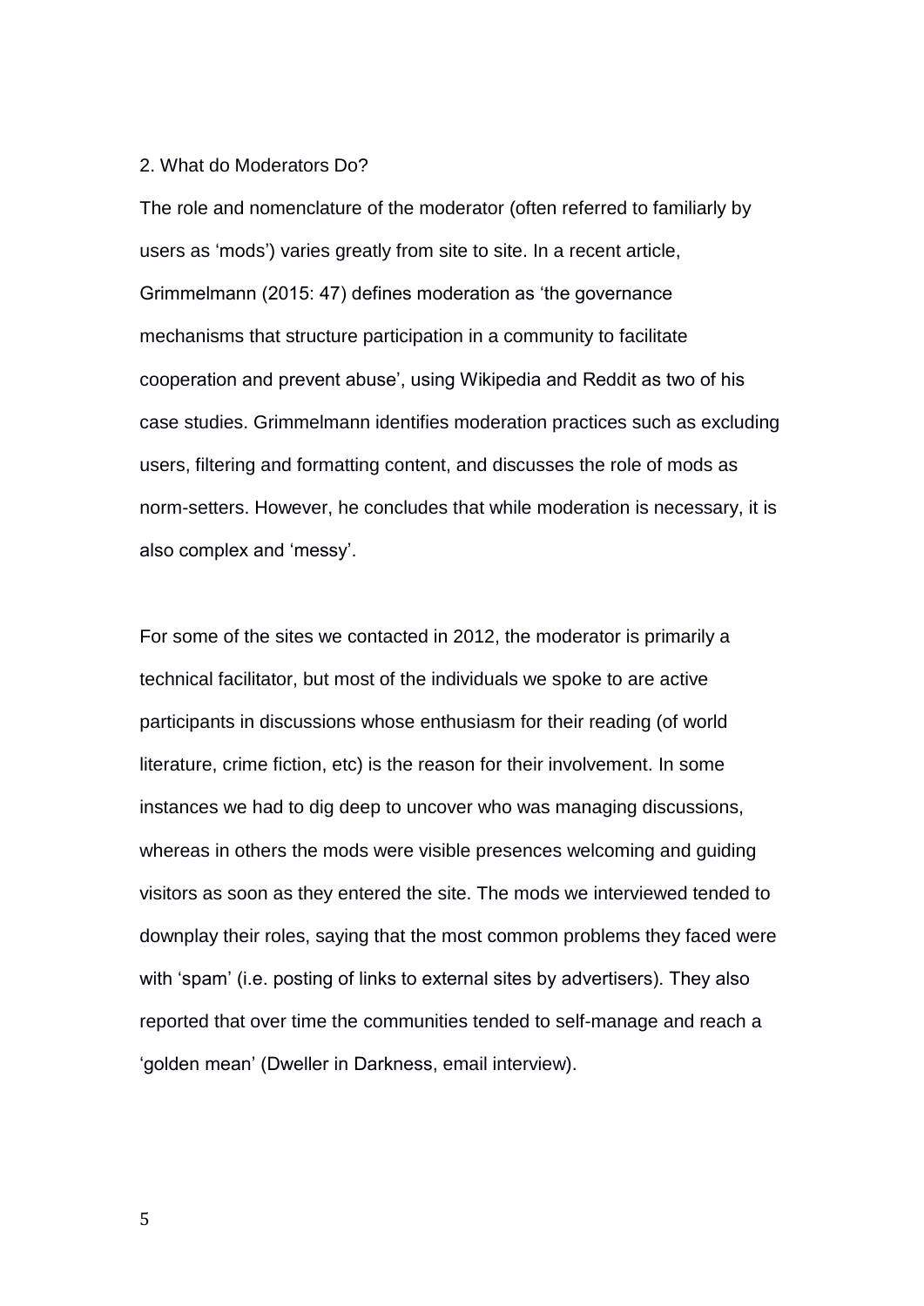## 2. What do Moderators Do?

The role and nomenclature of the moderator (often referred to familiarly by users as 'mods') varies greatly from site to site. In a recent article, Grimmelmann (2015: 47) defines moderation as 'the governance mechanisms that structure participation in a community to facilitate cooperation and prevent abuse', using Wikipedia and Reddit as two of his case studies. Grimmelmann identifies moderation practices such as excluding users, filtering and formatting content, and discusses the role of mods as norm-setters. However, he concludes that while moderation is necessary, it is also complex and 'messy'.

For some of the sites we contacted in 2012, the moderator is primarily a technical facilitator, but most of the individuals we spoke to are active participants in discussions whose enthusiasm for their reading (of world literature, crime fiction, etc) is the reason for their involvement. In some instances we had to dig deep to uncover who was managing discussions, whereas in others the mods were visible presences welcoming and guiding visitors as soon as they entered the site. The mods we interviewed tended to downplay their roles, saying that the most common problems they faced were with 'spam' (i.e. posting of links to external sites by advertisers). They also reported that over time the communities tended to self-manage and reach a 'golden mean' (Dweller in Darkness, email interview).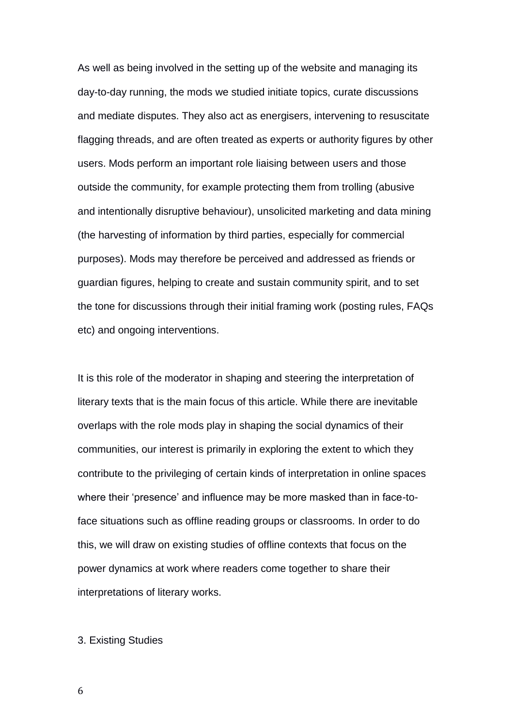As well as being involved in the setting up of the website and managing its day-to-day running, the mods we studied initiate topics, curate discussions and mediate disputes. They also act as energisers, intervening to resuscitate flagging threads, and are often treated as experts or authority figures by other users. Mods perform an important role liaising between users and those outside the community, for example protecting them from trolling (abusive and intentionally disruptive behaviour), unsolicited marketing and data mining (the harvesting of information by third parties, especially for commercial purposes). Mods may therefore be perceived and addressed as friends or guardian figures, helping to create and sustain community spirit, and to set the tone for discussions through their initial framing work (posting rules, FAQs etc) and ongoing interventions.

It is this role of the moderator in shaping and steering the interpretation of literary texts that is the main focus of this article. While there are inevitable overlaps with the role mods play in shaping the social dynamics of their communities, our interest is primarily in exploring the extent to which they contribute to the privileging of certain kinds of interpretation in online spaces where their 'presence' and influence may be more masked than in face-to-face situations such as offline reading groups or classrooms. In order to do this, we will draw on existing studies of offline contexts that focus on the power dynamics at work where readers come together to share their interpretations of literary works.

## 3. Existing Studies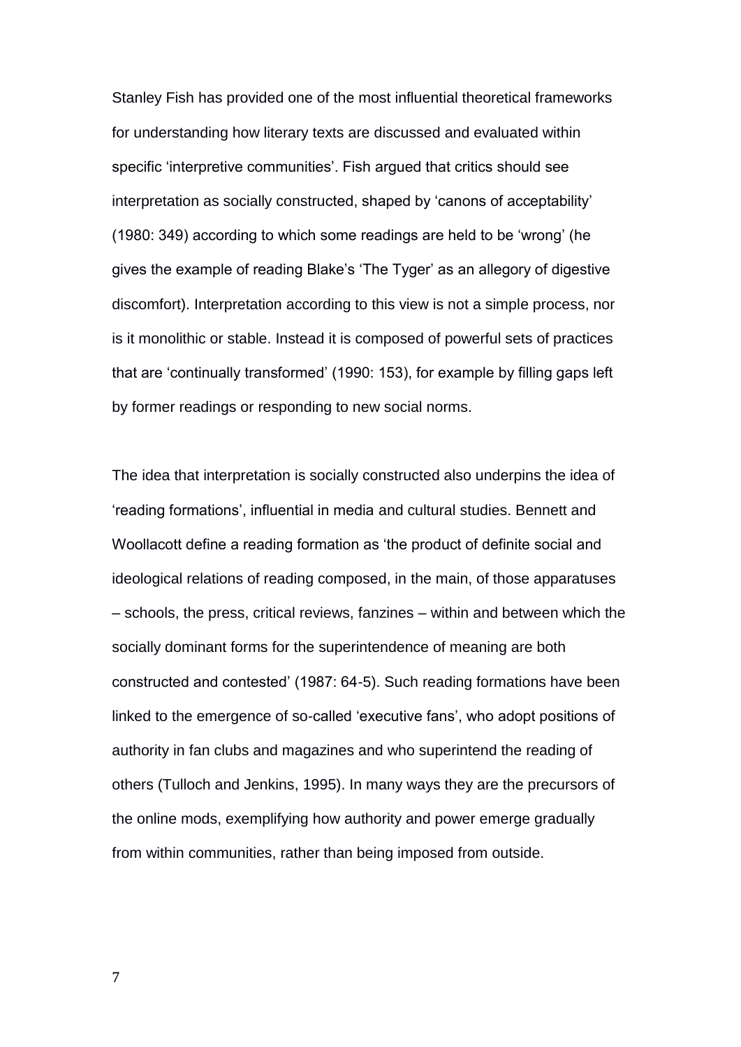Stanley Fish has provided one of the most influential theoretical frameworks for understanding how literary texts are discussed and evaluated within specific 'interpretive communities'. Fish argued that critics should see interpretation as socially constructed, shaped by 'canons of acceptability' (1980: 349) according to which some readings are held to be 'wrong' (he gives the example of reading Blake's 'The Tyger' as an allegory of digestive discomfort). Interpretation according to this view is not a simple process, nor is it monolithic or stable. Instead it is composed of powerful sets of practices that are 'continually transformed' (1990: 153), for example by filling gaps left by former readings or responding to new social norms.

The idea that interpretation is socially constructed also underpins the idea of 'reading formations', influential in media and cultural studies. Bennett and Woollacott define a reading formation as 'the product of definite social and ideological relations of reading composed, in the main, of those apparatuses – schools, the press, critical reviews, fanzines – within and between which the socially dominant forms for the superintendence of meaning are both constructed and contested' (1987: 64-5). Such reading formations have been linked to the emergence of so-called 'executive fans', who adopt positions of authority in fan clubs and magazines and who superintend the reading of others (Tulloch and Jenkins, 1995). In many ways they are the precursors of the online mods, exemplifying how authority and power emerge gradually from within communities, rather than being imposed from outside.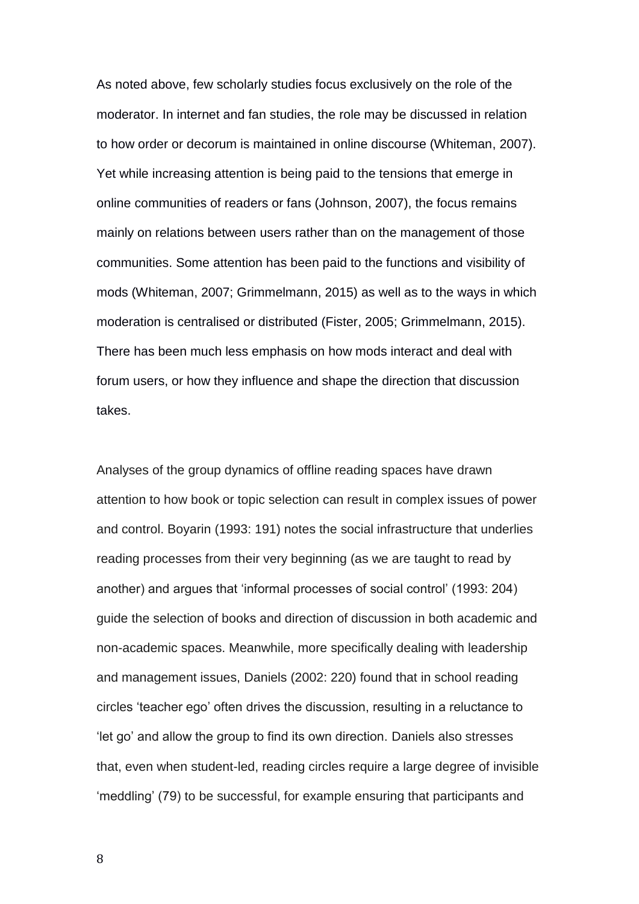As noted above, few scholarly studies focus exclusively on the role of the moderator. In internet and fan studies, the role may be discussed in relation to how order or decorum is maintained in online discourse (Whiteman, 2007). Yet while increasing attention is being paid to the tensions that emerge in online communities of readers or fans (Johnson, 2007), the focus remains mainly on relations between users rather than on the management of those communities. Some attention has been paid to the functions and visibility of mods (Whiteman, 2007; Grimmelmann, 2015) as well as to the ways in which moderation is centralised or distributed (Fister, 2005; Grimmelmann, 2015). There has been much less emphasis on how mods interact and deal with forum users, or how they influence and shape the direction that discussion takes.

Analyses of the group dynamics of offline reading spaces have drawn attention to how book or topic selection can result in complex issues of power and control. Boyarin (1993: 191) notes the social infrastructure that underlies reading processes from their very beginning (as we are taught to read by another) and argues that 'informal processes of social control' (1993: 204) guide the selection of books and direction of discussion in both academic and non-academic spaces. Meanwhile, more specifically dealing with leadership and management issues, Daniels (2002: 220) found that in school reading circles 'teacher ego' often drives the discussion, resulting in a reluctance to 'let go' and allow the group to find its own direction. Daniels also stresses that, even when student-led, reading circles require a large degree of invisible 'meddling' (79) to be successful, for example ensuring that participants and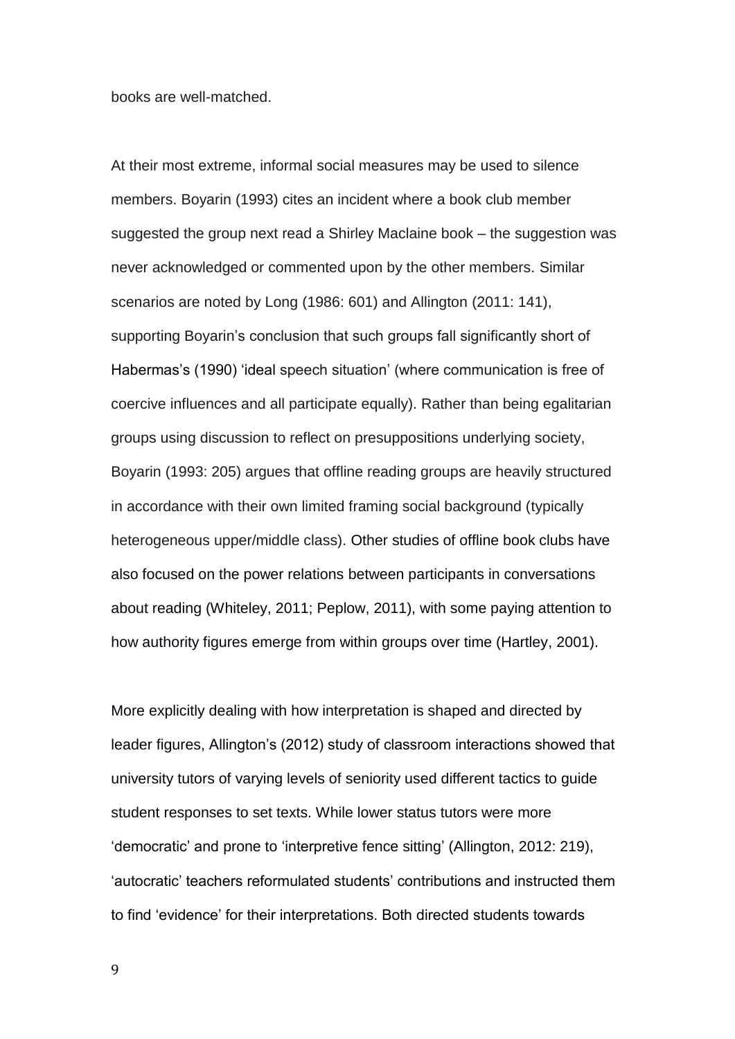books are well-matched.

At their most extreme, informal social measures may be used to silence members. Boyarin (1993) cites an incident where a book club member suggested the group next read a Shirley Maclaine book – the suggestion was never acknowledged or commented upon by the other members. Similar scenarios are noted by Long (1986: 601) and Allington (2011: 141), supporting Boyarin's conclusion that such groups fall significantly short of Habermas's (1990) 'ideal speech situation' (where communication is free of coercive influences and all participate equally). Rather than being egalitarian groups using discussion to reflect on presuppositions underlying society, Boyarin (1993: 205) argues that offline reading groups are heavily structured in accordance with their own limited framing social background (typically heterogeneous upper/middle class). Other studies of offline book clubs have also focused on the power relations between participants in conversations about reading (Whiteley, 2011; Peplow, 2011), with some paying attention to how authority figures emerge from within groups over time (Hartley, 2001).

More explicitly dealing with how interpretation is shaped and directed by leader figures, Allington's (2012) study of classroom interactions showed that university tutors of varying levels of seniority used different tactics to guide student responses to set texts. While lower status tutors were more 'democratic' and prone to 'interpretive fence sitting' (Allington, 2012: 219), 'autocratic' teachers reformulated students' contributions and instructed them to find 'evidence' for their interpretations. Both directed students towards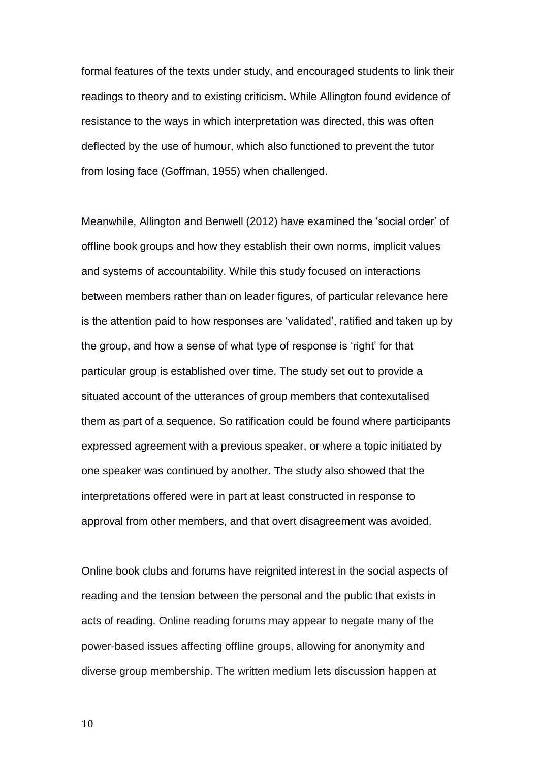formal features of the texts under study, and encouraged students to link their readings to theory and to existing criticism. While Allington found evidence of resistance to the ways in which interpretation was directed, this was often deflected by the use of humour, which also functioned to prevent the tutor from losing face (Goffman, 1955) when challenged.

Meanwhile, Allington and Benwell (2012) have examined the 'social order' of offline book groups and how they establish their own norms, implicit values and systems of accountability. While this study focused on interactions between members rather than on leader figures, of particular relevance here is the attention paid to how responses are 'validated', ratified and taken up by the group, and how a sense of what type of response is 'right' for that particular group is established over time. The study set out to provide a situated account of the utterances of group members that contexutalised them as part of a sequence. So ratification could be found where participants expressed agreement with a previous speaker, or where a topic initiated by one speaker was continued by another. The study also showed that the interpretations offered were in part at least constructed in response to approval from other members, and that overt disagreement was avoided.

Online book clubs and forums have reignited interest in the social aspects of reading and the tension between the personal and the public that exists in acts of reading. Online reading forums may appear to negate many of the power-based issues affecting offline groups, allowing for anonymity and diverse group membership. The written medium lets discussion happen at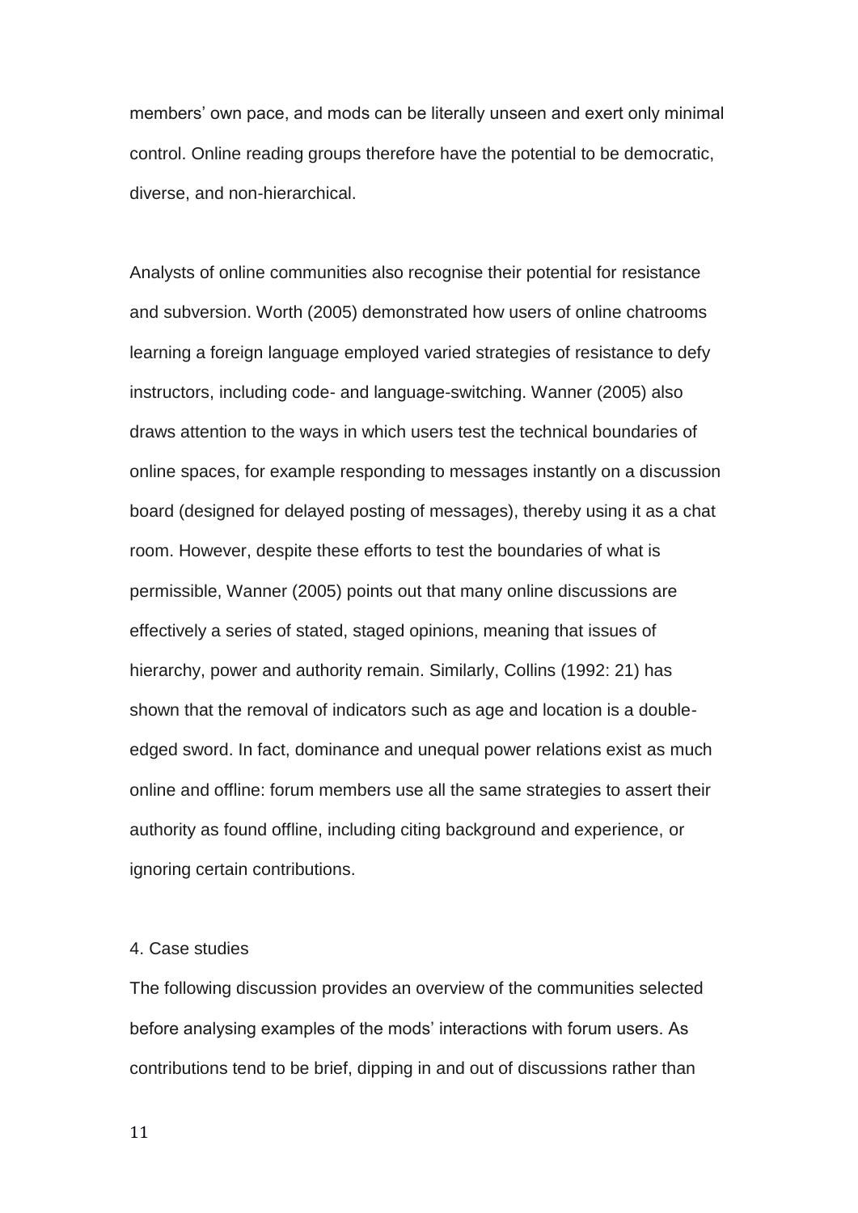members' own pace, and mods can be literally unseen and exert only minimal control. Online reading groups therefore have the potential to be democratic, diverse, and non-hierarchical.

Analysts of online communities also recognise their potential for resistance and subversion. Worth (2005) demonstrated how users of online chatrooms learning a foreign language employed varied strategies of resistance to defy instructors, including code- and language-switching. Wanner (2005) also draws attention to the ways in which users test the technical boundaries of online spaces, for example responding to messages instantly on a discussion board (designed for delayed posting of messages), thereby using it as a chat room. However, despite these efforts to test the boundaries of what is permissible, Wanner (2005) points out that many online discussions are effectively a series of stated, staged opinions, meaning that issues of hierarchy, power and authority remain. Similarly, Collins (1992: 21) has shown that the removal of indicators such as age and location is a double-edged sword. In fact, dominance and unequal power relations exist as much online and offline: forum members use all the same strategies to assert their authority as found offline, including citing background and experience, or ignoring certain contributions.

## 4. Case studies

The following discussion provides an overview of the communities selected before analysing examples of the mods' interactions with forum users. As contributions tend to be brief, dipping in and out of discussions rather than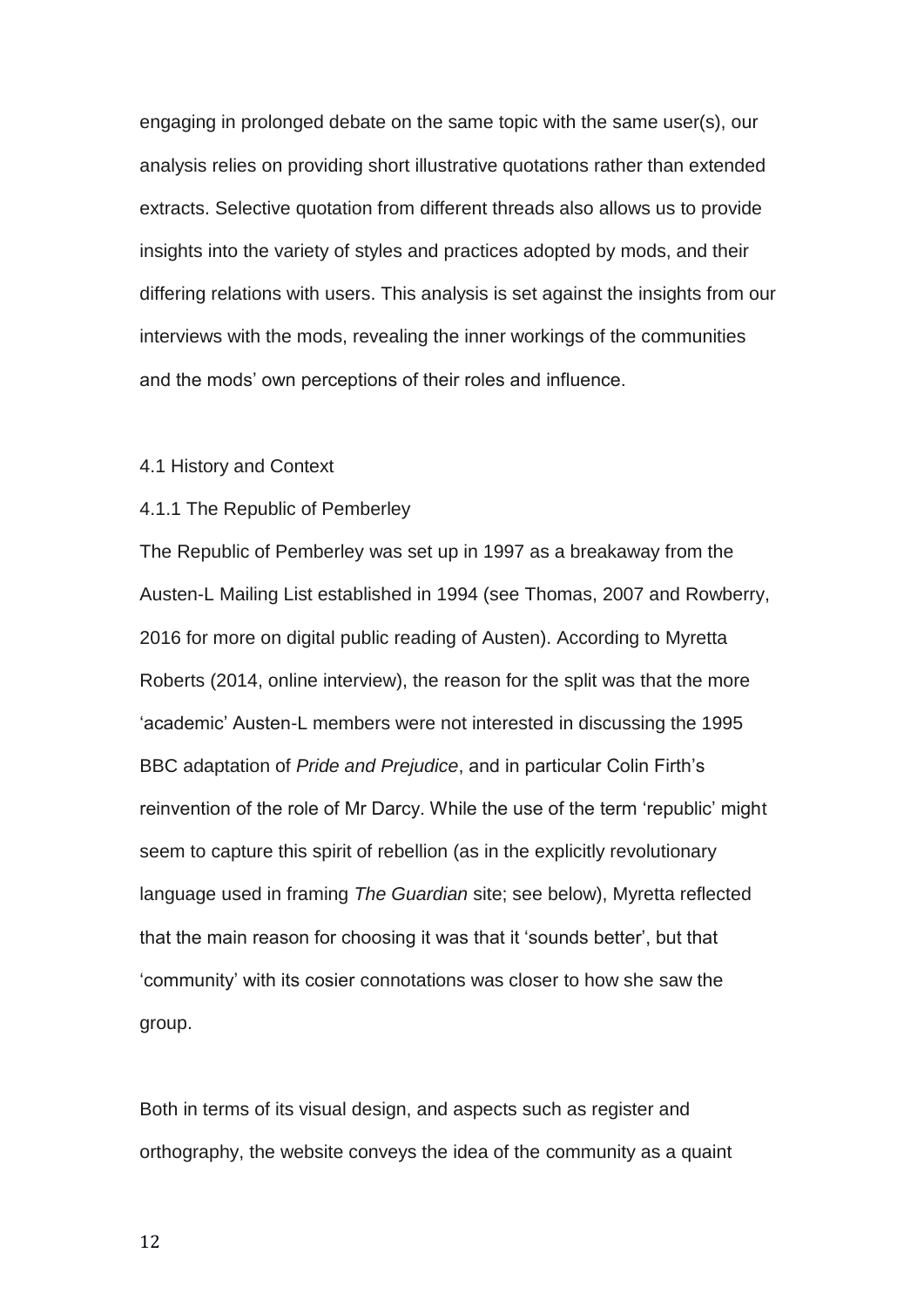engaging in prolonged debate on the same topic with the same user(s), our analysis relies on providing short illustrative quotations rather than extended extracts. Selective quotation from different threads also allows us to provide insights into the variety of styles and practices adopted by mods, and their differing relations with users. This analysis is set against the insights from our interviews with the mods, revealing the inner workings of the communities and the mods' own perceptions of their roles and influence.

### 4.1 History and Context

#### 4.1.1 The Republic of Pemberley

The Republic of Pemberley was set up in 1997 as a breakaway from the Austen-L Mailing List established in 1994 (see Thomas, 2007 and Rowberry, 2016 for more on digital public reading of Austen). According to Myretta Roberts (2014, online interview), the reason for the split was that the more 'academic' Austen-L members were not interested in discussing the 1995 BBC adaptation of *Pride and Prejudice*, and in particular Colin Firth's reinvention of the role of Mr Darcy. While the use of the term 'republic' might seem to capture this spirit of rebellion (as in the explicitly revolutionary language used in framing *The Guardian* site; see below), Myretta reflected that the main reason for choosing it was that it 'sounds better', but that 'community' with its cosier connotations was closer to how she saw the group.

Both in terms of its visual design, and aspects such as register and orthography, the website conveys the idea of the community as a quaint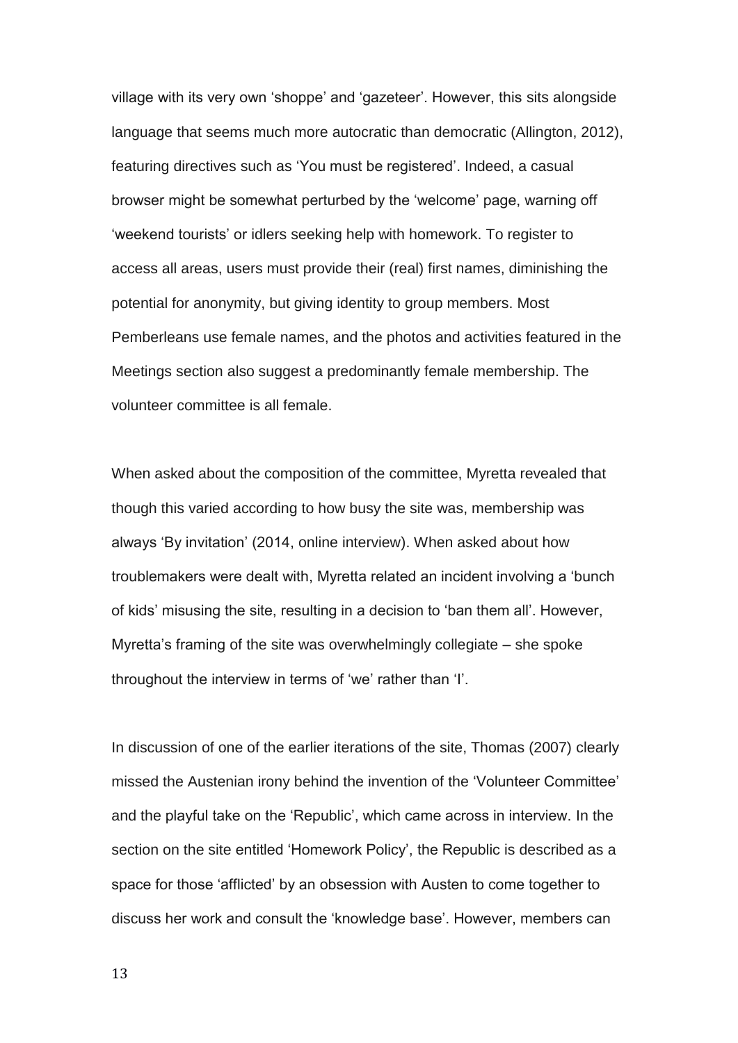village with its very own 'shoppe' and 'gazeteer'. However, this sits alongside language that seems much more autocratic than democratic (Allington, 2012), featuring directives such as 'You must be registered'. Indeed, a casual browser might be somewhat perturbed by the 'welcome' page, warning off 'weekend tourists' or idlers seeking help with homework. To register to access all areas, users must provide their (real) first names, diminishing the potential for anonymity, but giving identity to group members. Most Pemberleans use female names, and the photos and activities featured in the Meetings section also suggest a predominantly female membership. The volunteer committee is all female.

When asked about the composition of the committee, Myretta revealed that though this varied according to how busy the site was, membership was always 'By invitation' (2014, online interview). When asked about how troublemakers were dealt with, Myretta related an incident involving a 'bunch of kids' misusing the site, resulting in a decision to 'ban them all'. However, Myretta's framing of the site was overwhelmingly collegiate – she spoke throughout the interview in terms of 'we' rather than 'I'.

In discussion of one of the earlier iterations of the site, Thomas (2007) clearly missed the Austenian irony behind the invention of the 'Volunteer Committee' and the playful take on the 'Republic', which came across in interview. In the section on the site entitled 'Homework Policy', the Republic is described as a space for those 'afflicted' by an obsession with Austen to come together to discuss her work and consult the 'knowledge base'. However, members can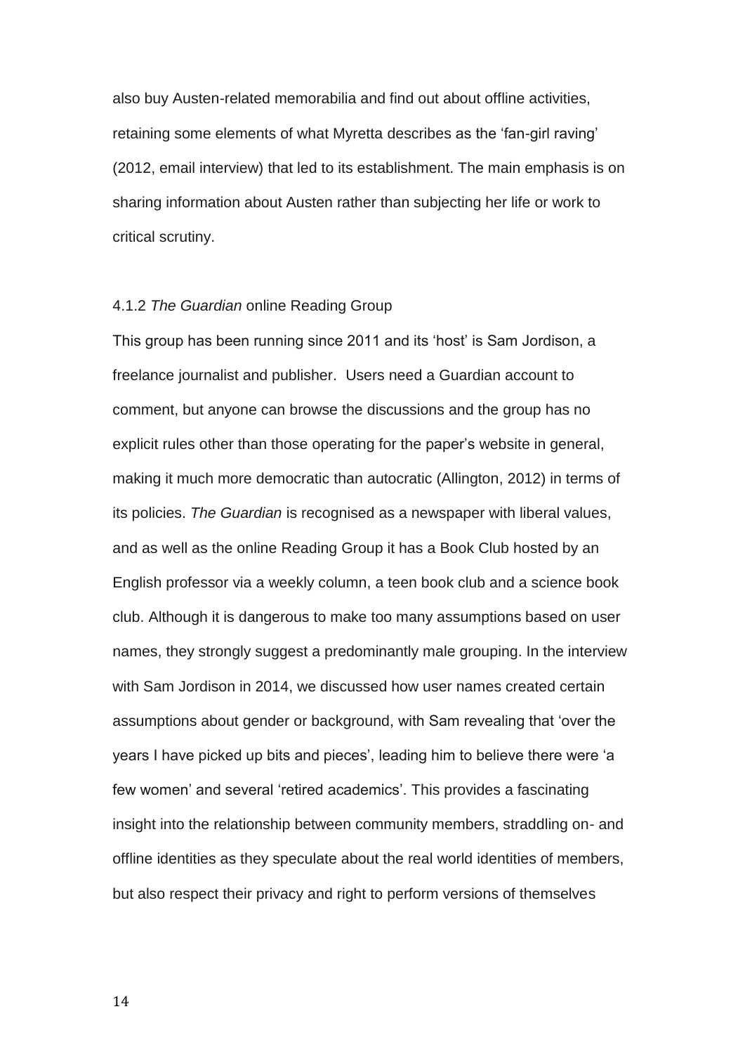also buy Austen-related memorabilia and find out about offline activities, retaining some elements of what Myretta describes as the 'fan-girl raving' (2012, email interview) that led to its establishment. The main emphasis is on sharing information about Austen rather than subjecting her life or work to critical scrutiny.

#### 4.1.2 *The Guardian* online Reading Group

This group has been running since 2011 and its 'host' is Sam Jordison, a freelance journalist and publisher. Users need a Guardian account to comment, but anyone can browse the discussions and the group has no explicit rules other than those operating for the paper's website in general, making it much more democratic than autocratic (Allington, 2012) in terms of its policies. *The Guardian* is recognised as a newspaper with liberal values, and as well as the online Reading Group it has a Book Club hosted by an English professor via a weekly column, a teen book club and a science book club. Although it is dangerous to make too many assumptions based on user names, they strongly suggest a predominantly male grouping. In the interview with Sam Jordison in 2014, we discussed how user names created certain assumptions about gender or background, with Sam revealing that 'over the years I have picked up bits and pieces', leading him to believe there were 'a few women' and several 'retired academics'. This provides a fascinating insight into the relationship between community members, straddling on- and offline identities as they speculate about the real world identities of members, but also respect their privacy and right to perform versions of themselves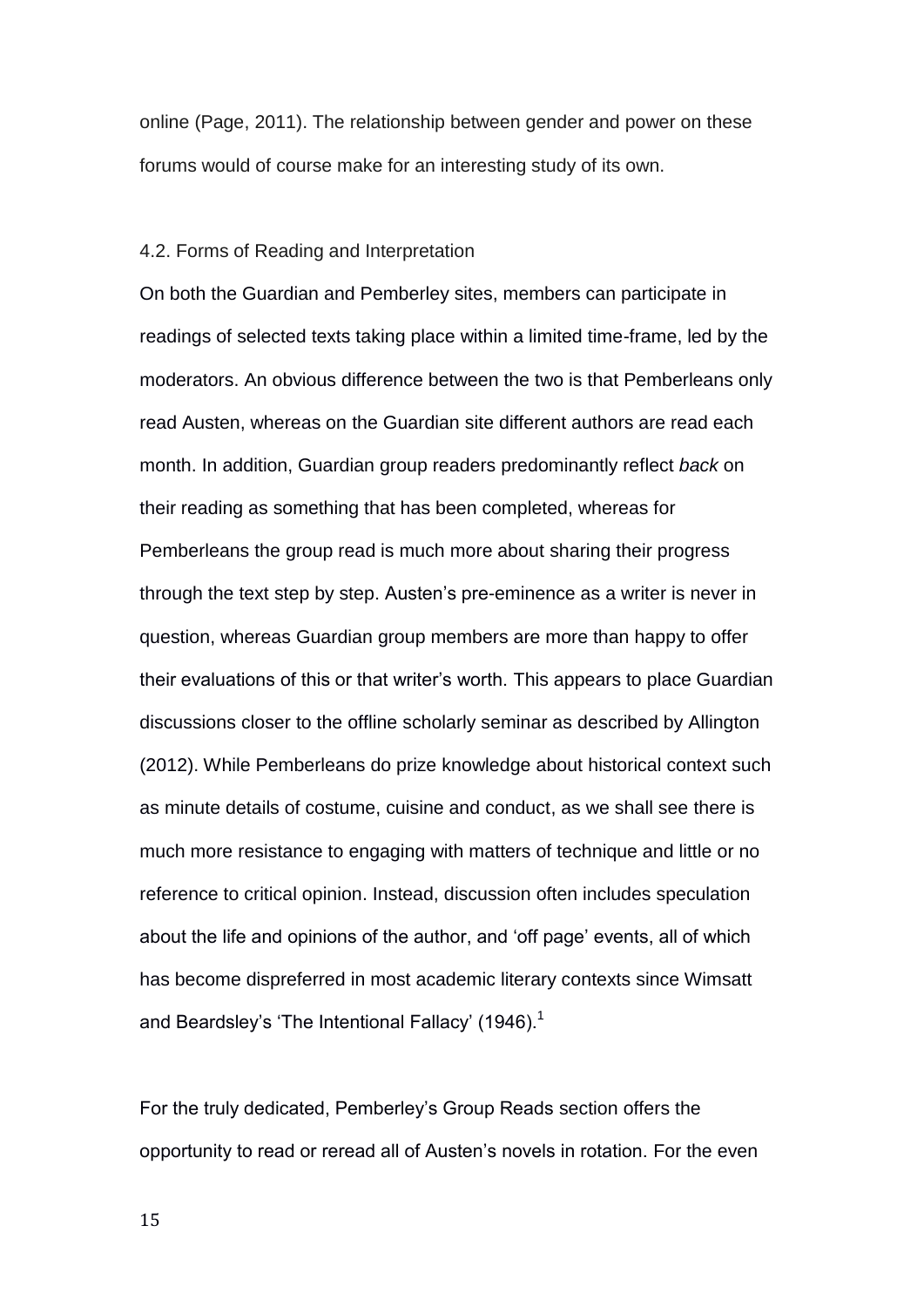online (Page, 2011). The relationship between gender and power on these forums would of course make for an interesting study of its own.

### 4.2. Forms of Reading and Interpretation

On both the Guardian and Pemberley sites, members can participate in readings of selected texts taking place within a limited time-frame, led by the moderators. An obvious difference between the two is that Pemberleans only read Austen, whereas on the Guardian site different authors are read each month. In addition, Guardian group readers predominantly reflect *back* on their reading as something that has been completed, whereas for Pemberleans the group read is much more about sharing their progress through the text step by step. Austen's pre-eminence as a writer is never in question, whereas Guardian group members are more than happy to offer their evaluations of this or that writer's worth. This appears to place Guardian discussions closer to the offline scholarly seminar as described by Allington (2012). While Pemberleans do prize knowledge about historical context such as minute details of costume, cuisine and conduct, as we shall see there is much more resistance to engaging with matters of technique and little or no reference to critical opinion. Instead, discussion often includes speculation about the life and opinions of the author, and 'off page' events, all of which has become dispreferred in most academic literary contexts since Wimsatt and Beardsley's 'The Intentional Fallacy' (1946).[1]

For the truly dedicated, Pemberley's Group Reads section offers the opportunity to read or reread all of Austen's novels in rotation. For the even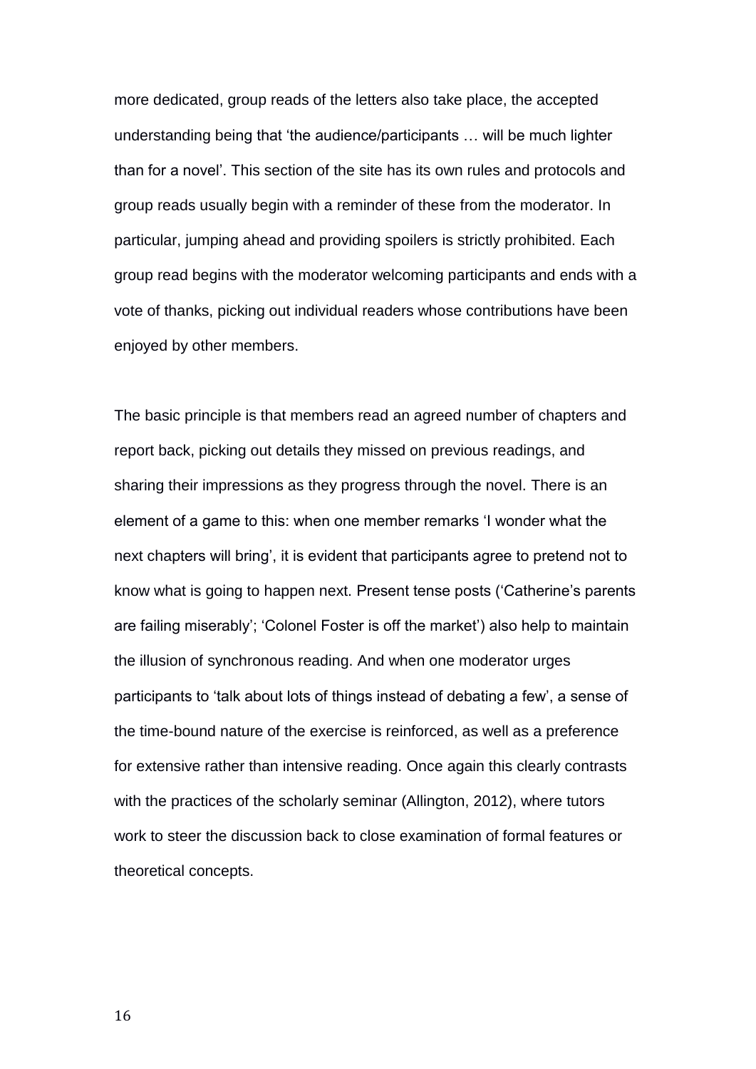more dedicated, group reads of the letters also take place, the accepted understanding being that 'the audience/participants … will be much lighter than for a novel'. This section of the site has its own rules and protocols and group reads usually begin with a reminder of these from the moderator. In particular, jumping ahead and providing spoilers is strictly prohibited. Each group read begins with the moderator welcoming participants and ends with a vote of thanks, picking out individual readers whose contributions have been enjoyed by other members.

The basic principle is that members read an agreed number of chapters and report back, picking out details they missed on previous readings, and sharing their impressions as they progress through the novel. There is an element of a game to this: when one member remarks 'I wonder what the next chapters will bring', it is evident that participants agree to pretend not to know what is going to happen next. Present tense posts ('Catherine's parents are failing miserably'; 'Colonel Foster is off the market') also help to maintain the illusion of synchronous reading. And when one moderator urges participants to 'talk about lots of things instead of debating a few', a sense of the time-bound nature of the exercise is reinforced, as well as a preference for extensive rather than intensive reading. Once again this clearly contrasts with the practices of the scholarly seminar (Allington, 2012), where tutors work to steer the discussion back to close examination of formal features or theoretical concepts.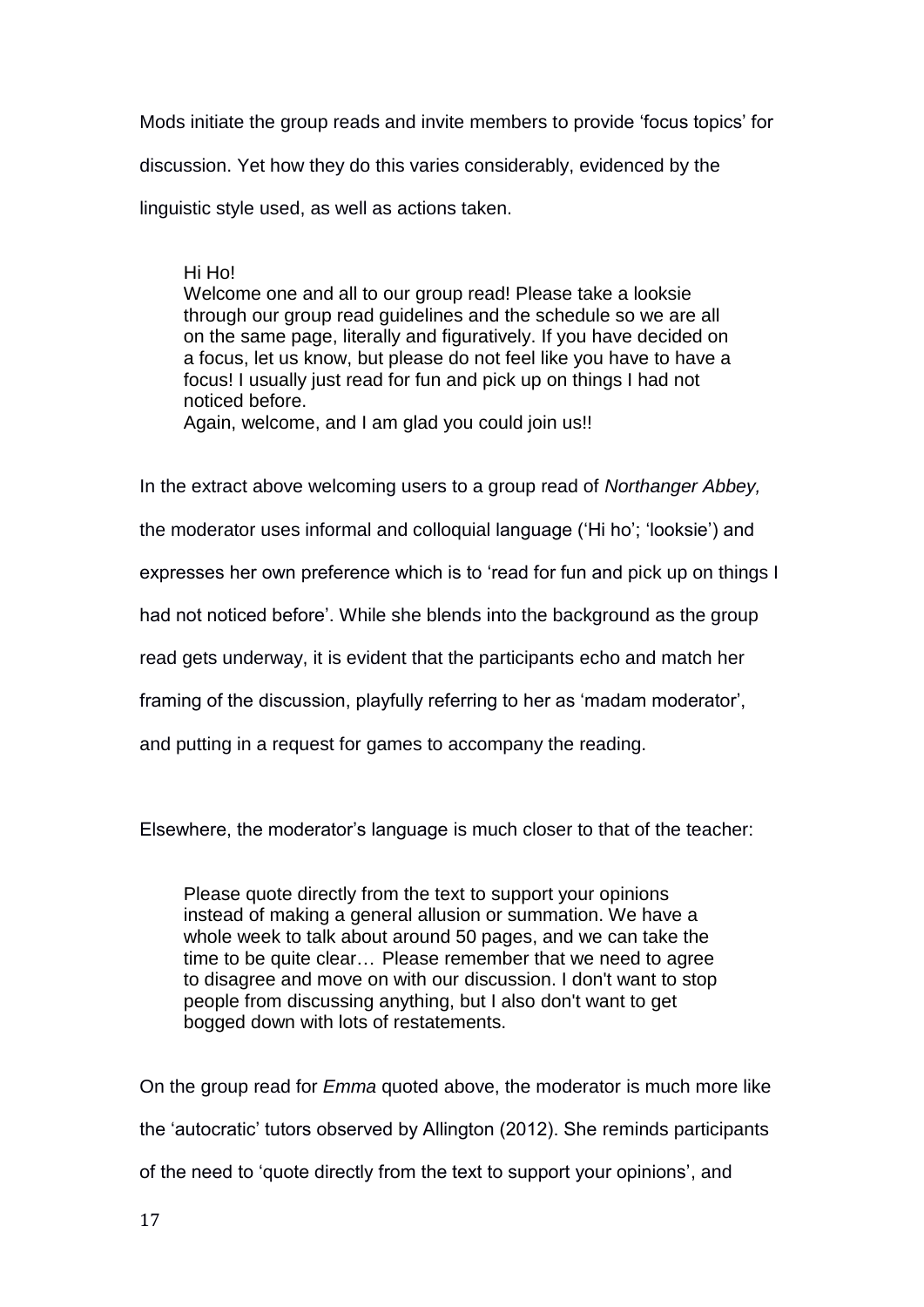Mods initiate the group reads and invite members to provide 'focus topics' for discussion. Yet how they do this varies considerably, evidenced by the linguistic style used, as well as actions taken.

> Hi Ho!
> Welcome one and all to our group read! Please take a looksie through our group read guidelines and the schedule so we are all on the same page, literally and figuratively. If you have decided on a focus, let us know, but please do not feel like you have to have a focus! I usually just read for fun and pick up on things I had not noticed before.
> Again, welcome, and I am glad you could join us!!

In the extract above welcoming users to a group read of *Northanger Abbey,* the moderator uses informal and colloquial language ('Hi ho'; 'looksie') and expresses her own preference which is to 'read for fun and pick up on things I had not noticed before'. While she blends into the background as the group read gets underway, it is evident that the participants echo and match her framing of the discussion, playfully referring to her as 'madam moderator', and putting in a request for games to accompany the reading.

Elsewhere, the moderator's language is much closer to that of the teacher:

> Please quote directly from the text to support your opinions instead of making a general allusion or summation. We have a whole week to talk about around 50 pages, and we can take the time to be quite clear… Please remember that we need to agree to disagree and move on with our discussion. I don't want to stop people from discussing anything, but I also don't want to get bogged down with lots of restatements.

On the group read for *Emma* quoted above, the moderator is much more like the 'autocratic' tutors observed by Allington (2012). She reminds participants of the need to 'quote directly from the text to support your opinions', and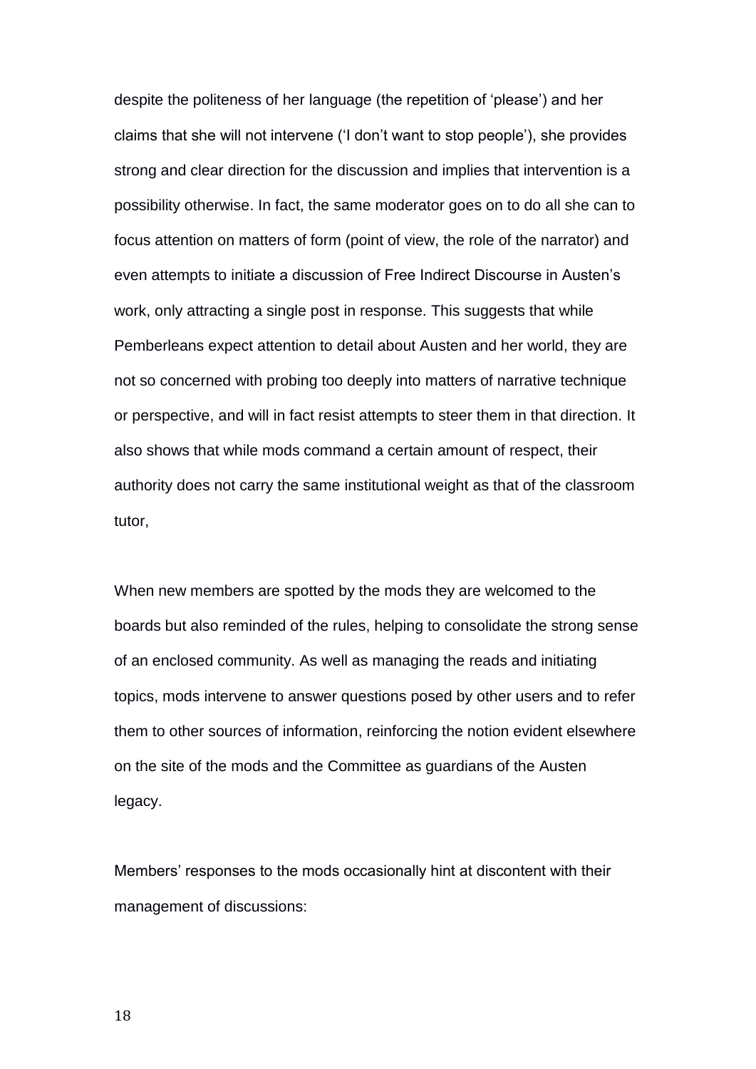despite the politeness of her language (the repetition of 'please') and her claims that she will not intervene ('I don't want to stop people'), she provides strong and clear direction for the discussion and implies that intervention is a possibility otherwise. In fact, the same moderator goes on to do all she can to focus attention on matters of form (point of view, the role of the narrator) and even attempts to initiate a discussion of Free Indirect Discourse in Austen's work, only attracting a single post in response. This suggests that while Pemberleans expect attention to detail about Austen and her world, they are not so concerned with probing too deeply into matters of narrative technique or perspective, and will in fact resist attempts to steer them in that direction. It also shows that while mods command a certain amount of respect, their authority does not carry the same institutional weight as that of the classroom tutor,

When new members are spotted by the mods they are welcomed to the boards but also reminded of the rules, helping to consolidate the strong sense of an enclosed community. As well as managing the reads and initiating topics, mods intervene to answer questions posed by other users and to refer them to other sources of information, reinforcing the notion evident elsewhere on the site of the mods and the Committee as guardians of the Austen legacy.

Members' responses to the mods occasionally hint at discontent with their management of discussions: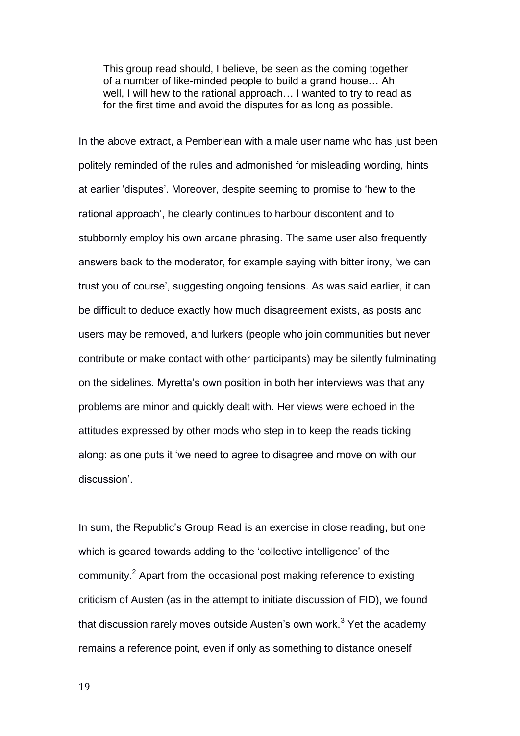> This group read should, I believe, be seen as the coming together of a number of like-minded people to build a grand house… Ah well, I will hew to the rational approach… I wanted to try to read as for the first time and avoid the disputes for as long as possible.

In the above extract, a Pemberlean with a male user name who has just been politely reminded of the rules and admonished for misleading wording, hints at earlier 'disputes'. Moreover, despite seeming to promise to 'hew to the rational approach', he clearly continues to harbour discontent and to stubbornly employ his own arcane phrasing. The same user also frequently answers back to the moderator, for example saying with bitter irony, 'we can trust you of course', suggesting ongoing tensions. As was said earlier, it can be difficult to deduce exactly how much disagreement exists, as posts and users may be removed, and lurkers (people who join communities but never contribute or make contact with other participants) may be silently fulminating on the sidelines. Myretta's own position in both her interviews was that any problems are minor and quickly dealt with. Her views were echoed in the attitudes expressed by other mods who step in to keep the reads ticking along: as one puts it 'we need to agree to disagree and move on with our discussion'.

In sum, the Republic's Group Read is an exercise in close reading, but one which is geared towards adding to the 'collective intelligence' of the community.[2] Apart from the occasional post making reference to existing criticism of Austen (as in the attempt to initiate discussion of FID), we found that discussion rarely moves outside Austen's own work.[3] Yet the academy remains a reference point, even if only as something to distance oneself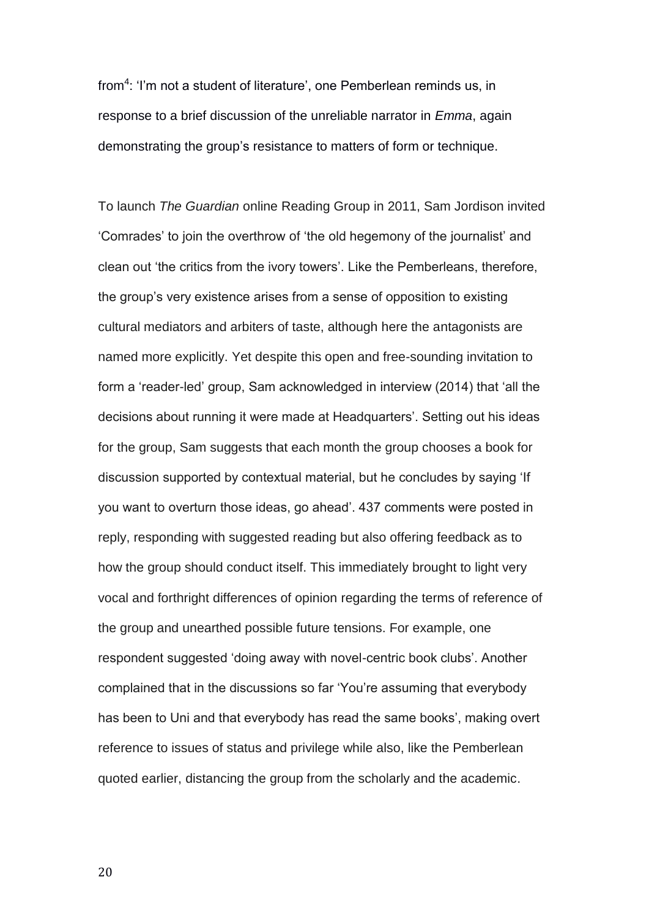from[4]: 'I'm not a student of literature', one Pemberlean reminds us, in response to a brief discussion of the unreliable narrator in *Emma*, again demonstrating the group's resistance to matters of form or technique.

To launch *The Guardian* online Reading Group in 2011, Sam Jordison invited 'Comrades' to join the overthrow of 'the old hegemony of the journalist' and clean out 'the critics from the ivory towers'. Like the Pemberleans, therefore, the group's very existence arises from a sense of opposition to existing cultural mediators and arbiters of taste, although here the antagonists are named more explicitly. Yet despite this open and free-sounding invitation to form a 'reader-led' group, Sam acknowledged in interview (2014) that 'all the decisions about running it were made at Headquarters'. Setting out his ideas for the group, Sam suggests that each month the group chooses a book for discussion supported by contextual material, but he concludes by saying 'If you want to overturn those ideas, go ahead'. 437 comments were posted in reply, responding with suggested reading but also offering feedback as to how the group should conduct itself. This immediately brought to light very vocal and forthright differences of opinion regarding the terms of reference of the group and unearthed possible future tensions. For example, one respondent suggested 'doing away with novel-centric book clubs'. Another complained that in the discussions so far 'You're assuming that everybody has been to Uni and that everybody has read the same books', making overt reference to issues of status and privilege while also, like the Pemberlean quoted earlier, distancing the group from the scholarly and the academic.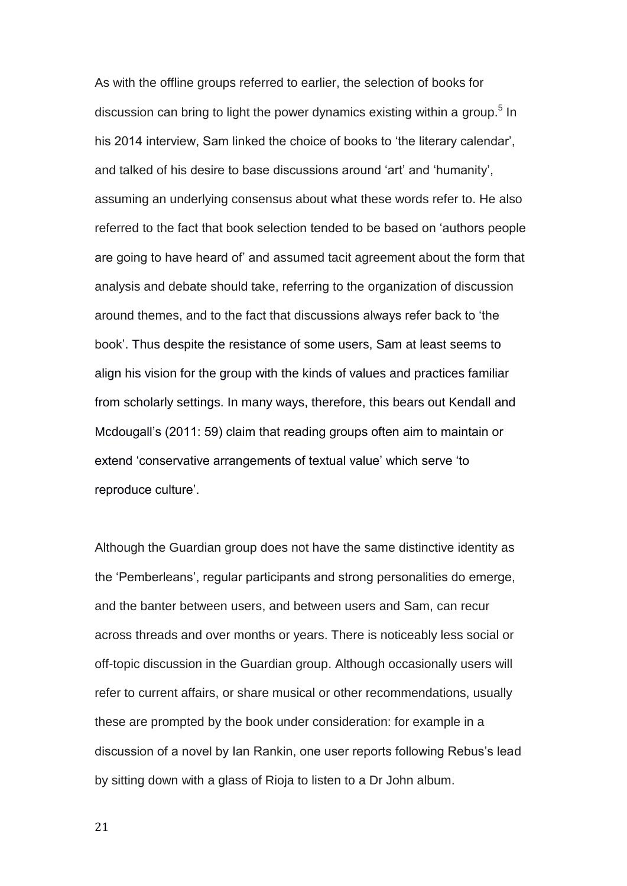As with the offline groups referred to earlier, the selection of books for discussion can bring to light the power dynamics existing within a group.[5] In his 2014 interview, Sam linked the choice of books to 'the literary calendar', and talked of his desire to base discussions around 'art' and 'humanity', assuming an underlying consensus about what these words refer to. He also referred to the fact that book selection tended to be based on 'authors people are going to have heard of' and assumed tacit agreement about the form that analysis and debate should take, referring to the organization of discussion around themes, and to the fact that discussions always refer back to 'the book'. Thus despite the resistance of some users, Sam at least seems to align his vision for the group with the kinds of values and practices familiar from scholarly settings. In many ways, therefore, this bears out Kendall and Mcdougall's (2011: 59) claim that reading groups often aim to maintain or extend 'conservative arrangements of textual value' which serve 'to reproduce culture'.

Although the Guardian group does not have the same distinctive identity as the 'Pemberleans', regular participants and strong personalities do emerge, and the banter between users, and between users and Sam, can recur across threads and over months or years. There is noticeably less social or off-topic discussion in the Guardian group. Although occasionally users will refer to current affairs, or share musical or other recommendations, usually these are prompted by the book under consideration: for example in a discussion of a novel by Ian Rankin, one user reports following Rebus's lead by sitting down with a glass of Rioja to listen to a Dr John album.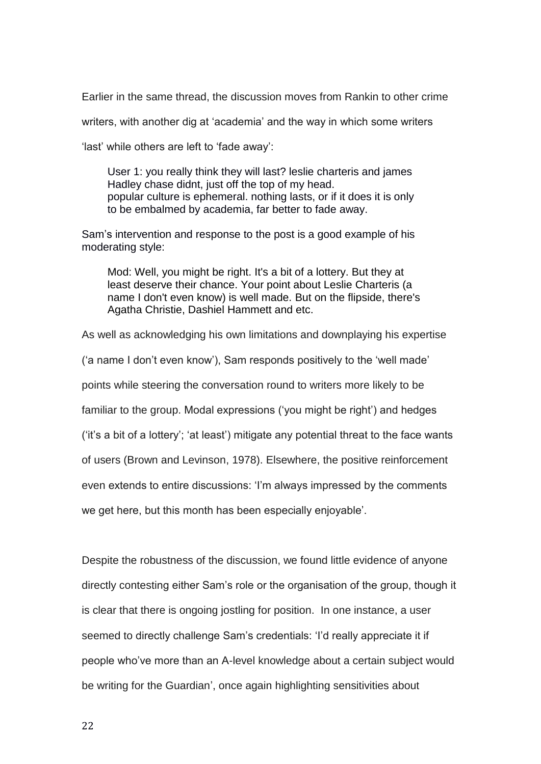Earlier in the same thread, the discussion moves from Rankin to other crime writers, with another dig at 'academia' and the way in which some writers 'last' while others are left to 'fade away':

> User 1: you really think they will last? leslie charteris and james Hadley chase didnt, just off the top of my head.
> popular culture is ephemeral. nothing lasts, or if it does it is only to be embalmed by academia, far better to fade away.

Sam's intervention and response to the post is a good example of his moderating style:

> Mod: Well, you might be right. It's a bit of a lottery. But they at least deserve their chance. Your point about Leslie Charteris (a name I don't even know) is well made. But on the flipside, there's Agatha Christie, Dashiel Hammett and etc.

As well as acknowledging his own limitations and downplaying his expertise ('a name I don't even know'), Sam responds positively to the 'well made' points while steering the conversation round to writers more likely to be familiar to the group. Modal expressions ('you might be right') and hedges ('it's a bit of a lottery'; 'at least') mitigate any potential threat to the face wants of users (Brown and Levinson, 1978). Elsewhere, the positive reinforcement even extends to entire discussions: 'I'm always impressed by the comments we get here, but this month has been especially enjoyable'.

Despite the robustness of the discussion, we found little evidence of anyone directly contesting either Sam's role or the organisation of the group, though it is clear that there is ongoing jostling for position. In one instance, a user seemed to directly challenge Sam's credentials: 'I'd really appreciate it if people who've more than an A-level knowledge about a certain subject would be writing for the Guardian', once again highlighting sensitivities about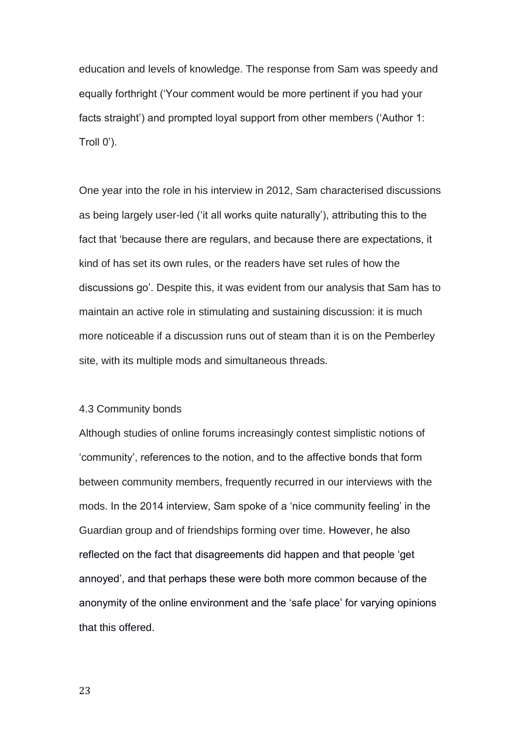education and levels of knowledge. The response from Sam was speedy and equally forthright ('Your comment would be more pertinent if you had your facts straight') and prompted loyal support from other members ('Author 1: Troll 0').

One year into the role in his interview in 2012, Sam characterised discussions as being largely user-led ('it all works quite naturally'), attributing this to the fact that 'because there are regulars, and because there are expectations, it kind of has set its own rules, or the readers have set rules of how the discussions go'. Despite this, it was evident from our analysis that Sam has to maintain an active role in stimulating and sustaining discussion: it is much more noticeable if a discussion runs out of steam than it is on the Pemberley site, with its multiple mods and simultaneous threads.

### 4.3 Community bonds

Although studies of online forums increasingly contest simplistic notions of 'community', references to the notion, and to the affective bonds that form between community members, frequently recurred in our interviews with the mods. In the 2014 interview, Sam spoke of a 'nice community feeling' in the Guardian group and of friendships forming over time. However, he also reflected on the fact that disagreements did happen and that people 'get annoyed', and that perhaps these were both more common because of the anonymity of the online environment and the 'safe place' for varying opinions that this offered.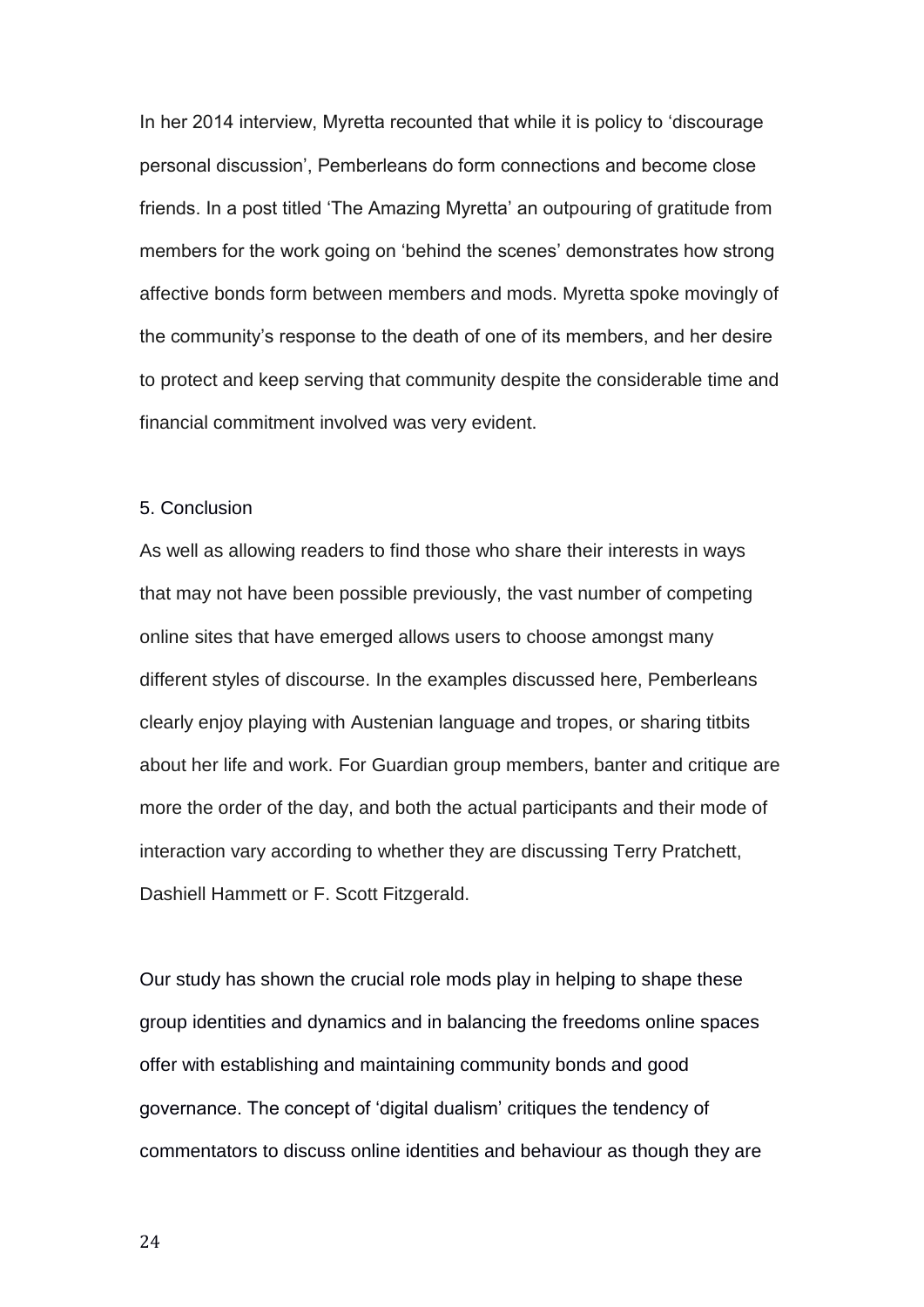In her 2014 interview, Myretta recounted that while it is policy to 'discourage personal discussion', Pemberleans do form connections and become close friends. In a post titled 'The Amazing Myretta' an outpouring of gratitude from members for the work going on 'behind the scenes' demonstrates how strong affective bonds form between members and mods. Myretta spoke movingly of the community's response to the death of one of its members, and her desire to protect and keep serving that community despite the considerable time and financial commitment involved was very evident.

## 5. Conclusion

As well as allowing readers to find those who share their interests in ways that may not have been possible previously, the vast number of competing online sites that have emerged allows users to choose amongst many different styles of discourse. In the examples discussed here, Pemberleans clearly enjoy playing with Austenian language and tropes, or sharing titbits about her life and work. For Guardian group members, banter and critique are more the order of the day, and both the actual participants and their mode of interaction vary according to whether they are discussing Terry Pratchett, Dashiell Hammett or F. Scott Fitzgerald.

Our study has shown the crucial role mods play in helping to shape these group identities and dynamics and in balancing the freedoms online spaces offer with establishing and maintaining community bonds and good governance. The concept of 'digital dualism' critiques the tendency of commentators to discuss online identities and behaviour as though they are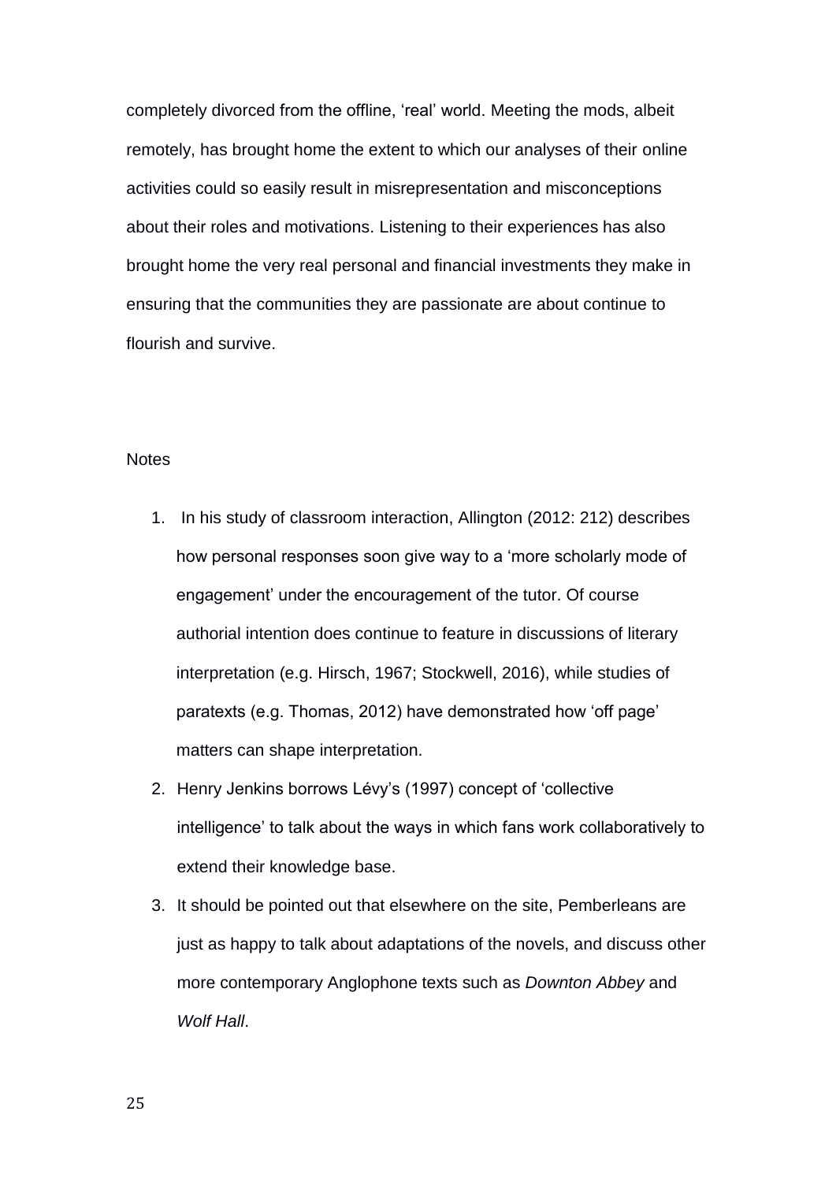completely divorced from the offline, 'real' world. Meeting the mods, albeit remotely, has brought home the extent to which our analyses of their online activities could so easily result in misrepresentation and misconceptions about their roles and motivations. Listening to their experiences has also brought home the very real personal and financial investments they make in ensuring that the communities they are passionate are about continue to flourish and survive.

Notes

1. In his study of classroom interaction, Allington (2012: 212) describes how personal responses soon give way to a 'more scholarly mode of engagement' under the encouragement of the tutor. Of course authorial intention does continue to feature in discussions of literary interpretation (e.g. Hirsch, 1967; Stockwell, 2016), while studies of paratexts (e.g. Thomas, 2012) have demonstrated how 'off page' matters can shape interpretation.
2. Henry Jenkins borrows Lévy's (1997) concept of 'collective intelligence' to talk about the ways in which fans work collaboratively to extend their knowledge base.
3. It should be pointed out that elsewhere on the site, Pemberleans are just as happy to talk about adaptations of the novels, and discuss other more contemporary Anglophone texts such as *Downton Abbey* and *Wolf Hall*.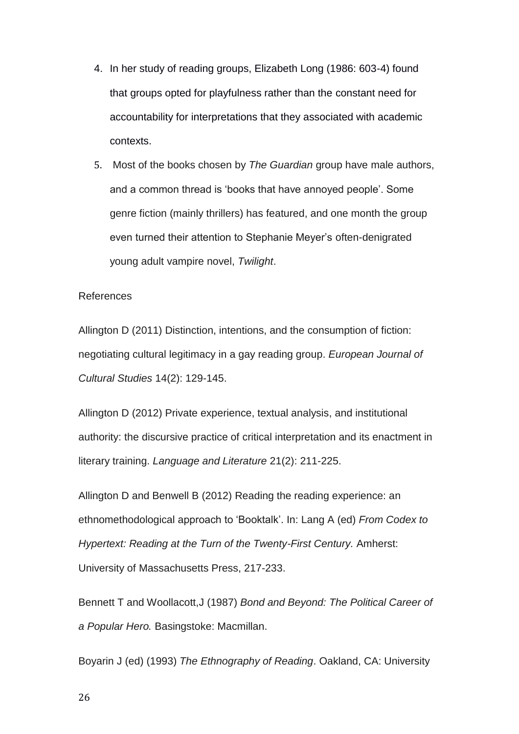4. In her study of reading groups, Elizabeth Long (1986: 603-4) found that groups opted for playfulness rather than the constant need for accountability for interpretations that they associated with academic contexts.
5. Most of the books chosen by *The Guardian* group have male authors, and a common thread is 'books that have annoyed people'. Some genre fiction (mainly thrillers) has featured, and one month the group even turned their attention to Stephanie Meyer's often-denigrated young adult vampire novel, *Twilight*.

References

Allington D (2011) Distinction, intentions, and the consumption of fiction: negotiating cultural legitimacy in a gay reading group. *European Journal of Cultural Studies* 14(2): 129-145.

Allington D (2012) Private experience, textual analysis, and institutional authority: the discursive practice of critical interpretation and its enactment in literary training. *Language and Literature* 21(2): 211-225.

Allington D and Benwell B (2012) Reading the reading experience: an ethnomethodological approach to 'Booktalk'. In: Lang A (ed) *From Codex to Hypertext: Reading at the Turn of the Twenty-First Century.* Amherst: University of Massachusetts Press, 217-233.

Bennett T and Woollacott,J (1987) *Bond and Beyond: The Political Career of a Popular Hero.* Basingstoke: Macmillan.

Boyarin J (ed) (1993) *The Ethnography of Reading*. Oakland, CA: University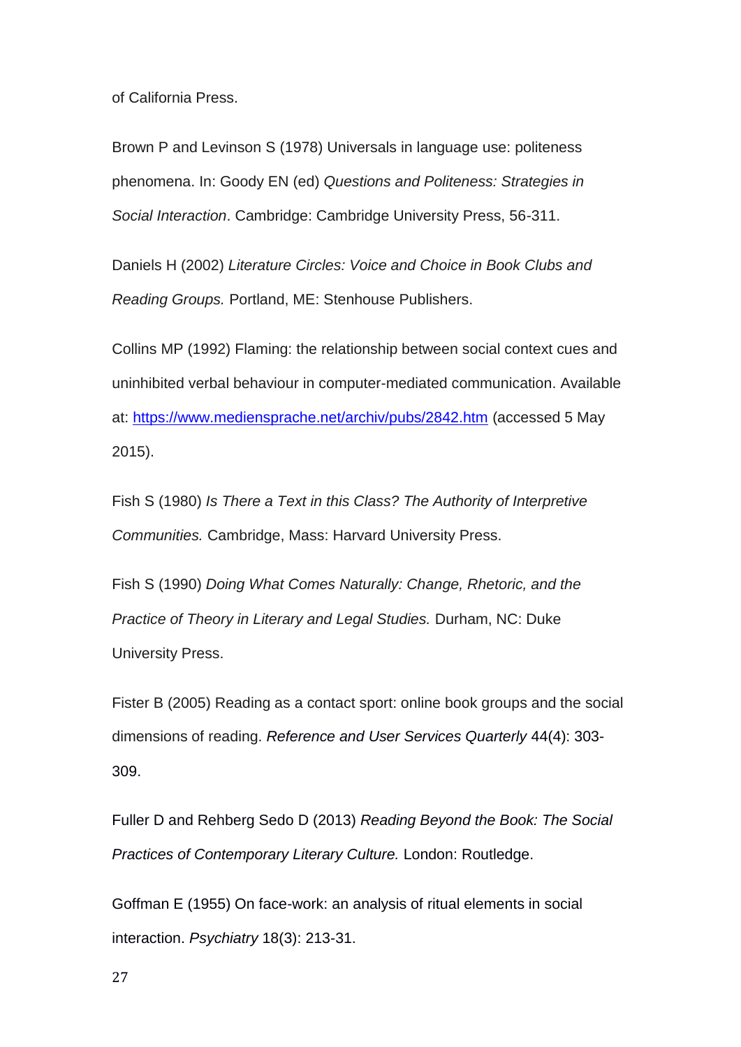of California Press.

Brown P and Levinson S (1978) Universals in language use: politeness phenomena. In: Goody EN (ed) *Questions and Politeness: Strategies in Social Interaction*. Cambridge: Cambridge University Press, 56-311.

Daniels H (2002) *Literature Circles: Voice and Choice in Book Clubs and Reading Groups.* Portland, ME: Stenhouse Publishers.

Collins MP (1992) Flaming: the relationship between social context cues and uninhibited verbal behaviour in computer-mediated communication. Available at: [https://www.mediensprache.net/archiv/pubs/2842.htm](https://www.mediensprache.net/archiv/pubs/2842.htm) (accessed 5 May 2015).

Fish S (1980) *Is There a Text in this Class? The Authority of Interpretive Communities.* Cambridge, Mass: Harvard University Press.

Fish S (1990) *Doing What Comes Naturally: Change, Rhetoric, and the Practice of Theory in Literary and Legal Studies.* Durham, NC: Duke University Press.

Fister B (2005) Reading as a contact sport: online book groups and the social dimensions of reading. *Reference and User Services Quarterly* 44(4): 303-309.

Fuller D and Rehberg Sedo D (2013) *Reading Beyond the Book: The Social Practices of Contemporary Literary Culture.* London: Routledge.

Goffman E (1955) On face-work: an analysis of ritual elements in social interaction. *Psychiatry* 18(3): 213-31.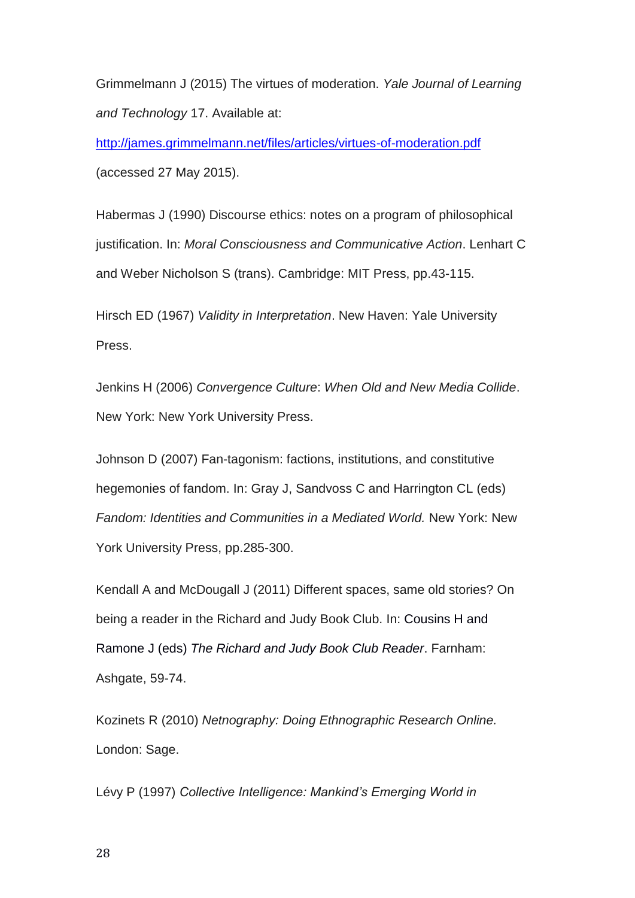Grimmelmann J (2015) The virtues of moderation. *Yale Journal of Learning and Technology* 17. Available at: http://james.grimmelmann.net/files/articles/virtues-of-moderation.pdf (accessed 27 May 2015).

Habermas J (1990) Discourse ethics: notes on a program of philosophical justification. In: *Moral Consciousness and Communicative Action*. Lenhart C and Weber Nicholson S (trans). Cambridge: MIT Press, pp.43-115.

Hirsch ED (1967) *Validity in Interpretation*. New Haven: Yale University Press.

Jenkins H (2006) *Convergence Culture*: *When Old and New Media Collide*. New York: New York University Press.

Johnson D (2007) Fan-tagonism: factions, institutions, and constitutive hegemonies of fandom. In: Gray J, Sandvoss C and Harrington CL (eds) *Fandom: Identities and Communities in a Mediated World.* New York: New York University Press, pp.285-300.

Kendall A and McDougall J (2011) Different spaces, same old stories? On being a reader in the Richard and Judy Book Club. In: Cousins H and Ramone J (eds) *The Richard and Judy Book Club Reader*. Farnham: Ashgate, 59-74.

Kozinets R (2010) *Netnography: Doing Ethnographic Research Online.* London: Sage.

Lévy P (1997) *Collective Intelligence: Mankind's Emerging World in*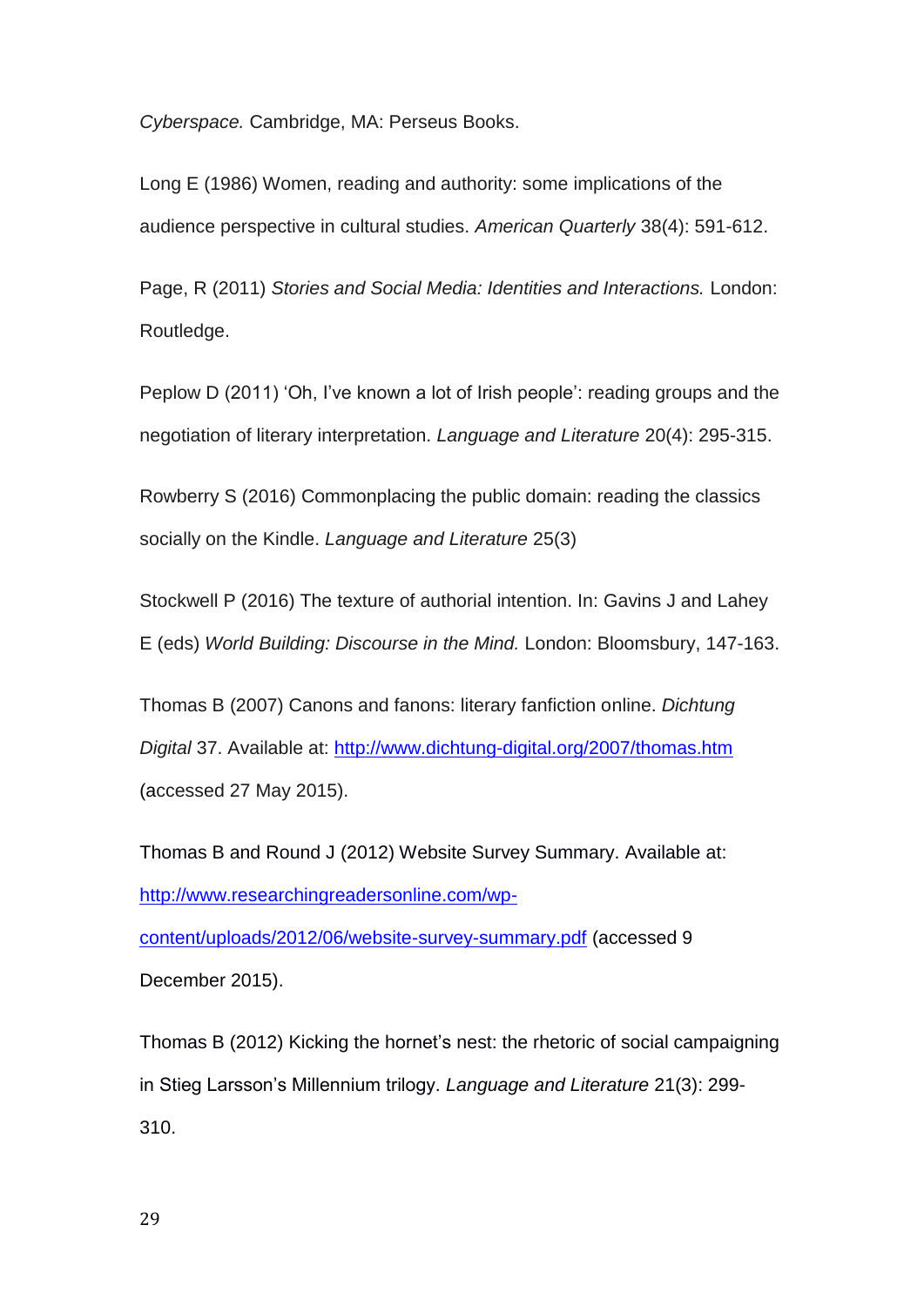*Cyberspace.* Cambridge, MA: Perseus Books.

Long E (1986) Women, reading and authority: some implications of the audience perspective in cultural studies. *American Quarterly* 38(4): 591-612.

Page, R (2011) *Stories and Social Media: Identities and Interactions.* London: Routledge.

Peplow D (2011) 'Oh, I've known a lot of Irish people': reading groups and the negotiation of literary interpretation. *Language and Literature* 20(4): 295-315.

Rowberry S (2016) Commonplacing the public domain: reading the classics socially on the Kindle. *Language and Literature* 25(3)

Stockwell P (2016) The texture of authorial intention. In: Gavins J and Lahey E (eds) *World Building: Discourse in the Mind.* London: Bloomsbury, 147-163.

Thomas B (2007) Canons and fanons: literary fanfiction online. *Dichtung Digital* 37. Available at: http://www.dichtung-digital.org/2007/thomas.htm (accessed 27 May 2015).

Thomas B and Round J (2012) Website Survey Summary. Available at: http://www.researchingreadersonline.com/wp-content/uploads/2012/06/website-survey-summary.pdf (accessed 9 December 2015).

Thomas B (2012) Kicking the hornet's nest: the rhetoric of social campaigning in Stieg Larsson's Millennium trilogy. *Language and Literature* 21(3): 299-310.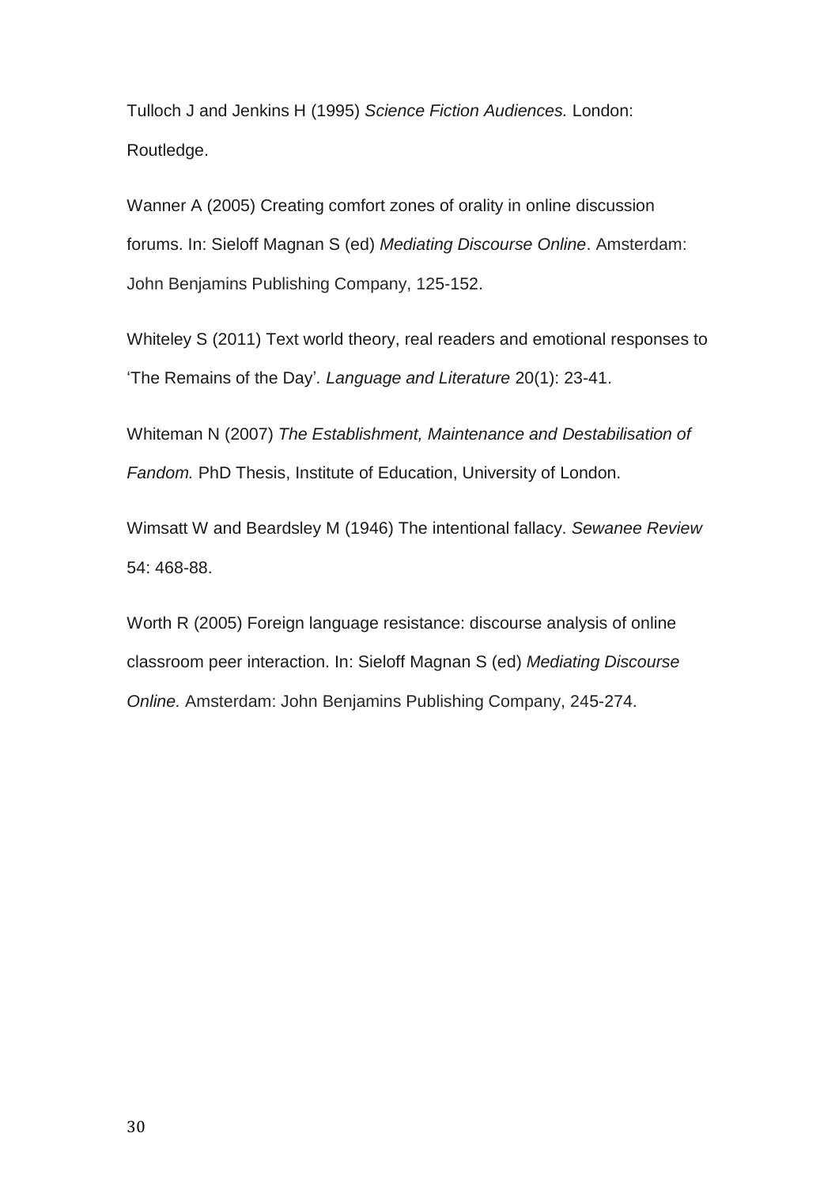Tulloch J and Jenkins H (1995) *Science Fiction Audiences.* London: Routledge.

Wanner A (2005) Creating comfort zones of orality in online discussion forums. In: Sieloff Magnan S (ed) *Mediating Discourse Online*. Amsterdam: John Benjamins Publishing Company, 125-152.

Whiteley S (2011) Text world theory, real readers and emotional responses to 'The Remains of the Day'. *Language and Literature* 20(1): 23-41.

Whiteman N (2007) *The Establishment, Maintenance and Destabilisation of Fandom.* PhD Thesis, Institute of Education, University of London.

Wimsatt W and Beardsley M (1946) The intentional fallacy. *Sewanee Review* 54: 468-88.

Worth R (2005) Foreign language resistance: discourse analysis of online classroom peer interaction. In: Sieloff Magnan S (ed) *Mediating Discourse Online.* Amsterdam: John Benjamins Publishing Company, 245-274.